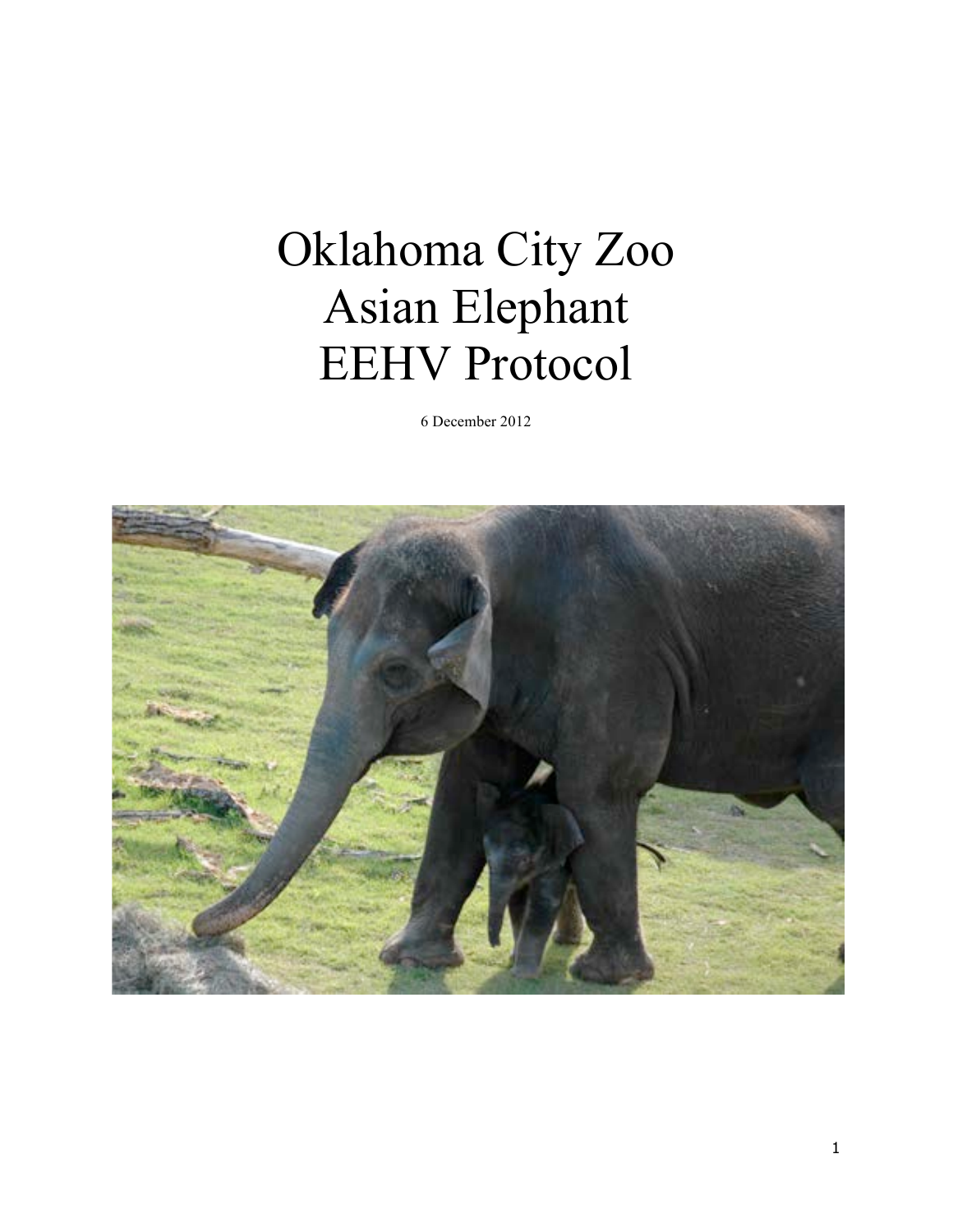# Oklahoma City Zoo
# Asian Elephant
# EEHV Protocol

6 December 2012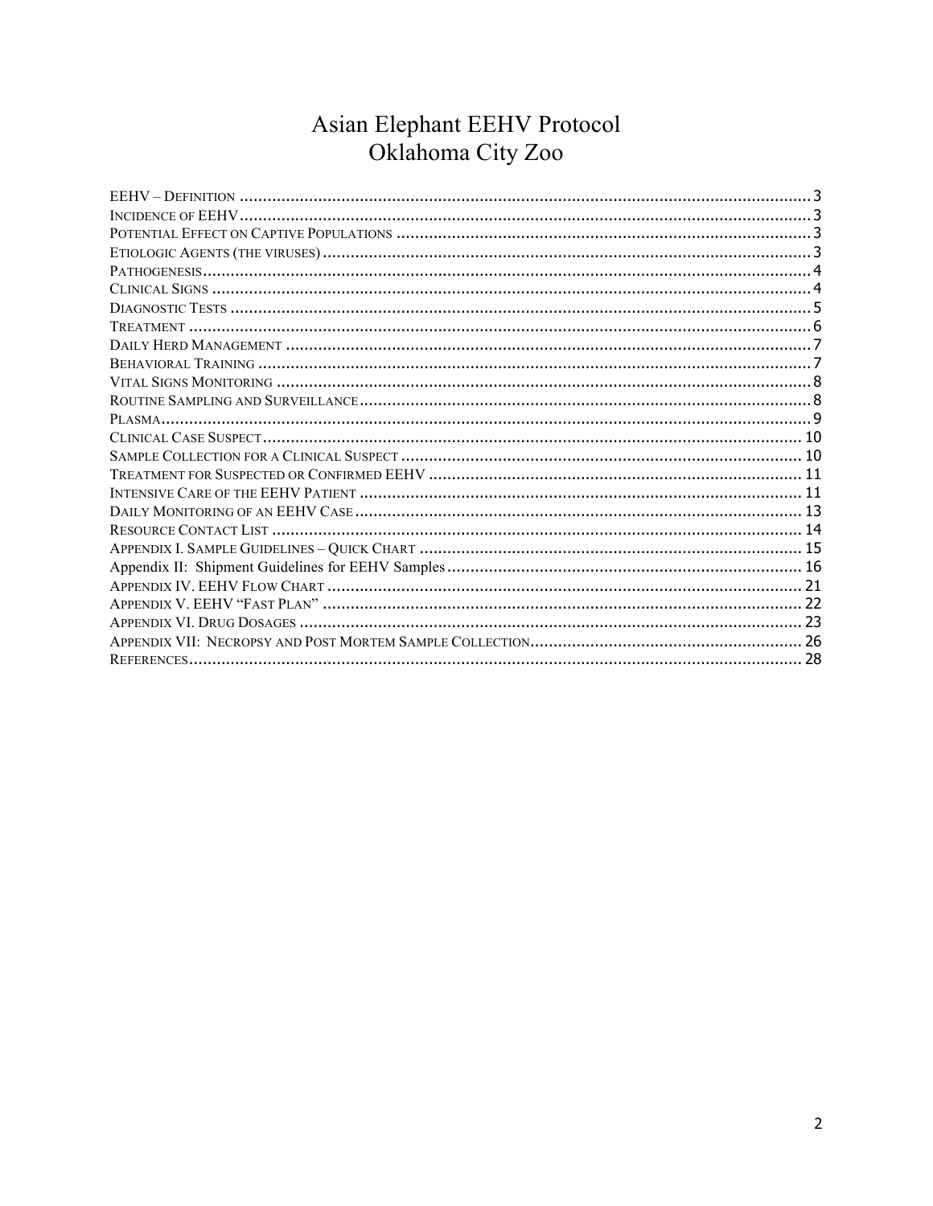# Asian Elephant EEHV Protocol
# Oklahoma City Zoo

EEHV – Definition ..................................................... 3
Incidence of EEHV ..................................................... 3
Potential Effect on Captive Populations ..................................................... 3
Etiologic Agents (the viruses) ..................................................... 3
Pathogenesis ..................................................... 4
Clinical Signs ..................................................... 4
Diagnostic Tests ..................................................... 5
Treatment ..................................................... 6
Daily Herd Management ..................................................... 7
Behavioral Training ..................................................... 7
Vital Signs Monitoring ..................................................... 8
Routine Sampling and Surveillance ..................................................... 8
Plasma ..................................................... 9
Clinical Case Suspect ..................................................... 10
Sample Collection for a Clinical Suspect ..................................................... 10
Treatment for Suspected or Confirmed EEHV ..................................................... 11
Intensive Care of the EEHV Patient ..................................................... 11
Daily Monitoring of an EEHV Case ..................................................... 13
Resource Contact List ..................................................... 14
Appendix I. Sample Guidelines – Quick Chart ..................................................... 15
Appendix II: Shipment Guidelines for EEHV Samples ..................................................... 16
Appendix IV. EEHV Flow Chart ..................................................... 21
Appendix V. EEHV "Fast Plan" ..................................................... 22
Appendix VI. Drug Dosages ..................................................... 23
Appendix VII: Necropsy and Post Mortem Sample Collection ..................................................... 26
References ..................................................... 28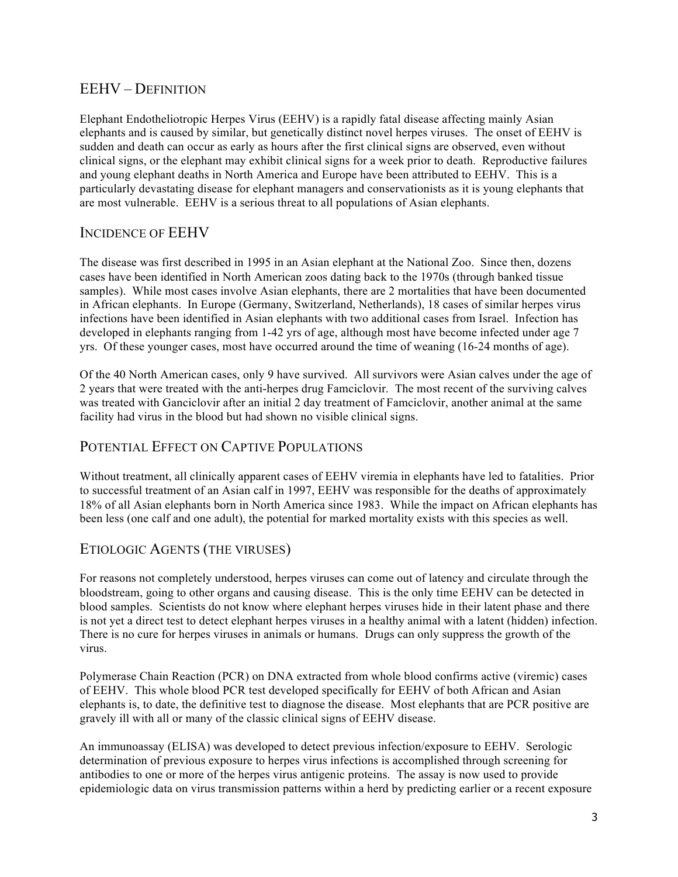## EEHV – Definition

Elephant Endotheliotropic Herpes Virus (EEHV) is a rapidly fatal disease affecting mainly Asian elephants and is caused by similar, but genetically distinct novel herpes viruses. The onset of EEHV is sudden and death can occur as early as hours after the first clinical signs are observed, even without clinical signs, or the elephant may exhibit clinical signs for a week prior to death. Reproductive failures and young elephant deaths in North America and Europe have been attributed to EEHV. This is a particularly devastating disease for elephant managers and conservationists as it is young elephants that are most vulnerable. EEHV is a serious threat to all populations of Asian elephants.

## Incidence of EEHV

The disease was first described in 1995 in an Asian elephant at the National Zoo. Since then, dozens cases have been identified in North American zoos dating back to the 1970s (through banked tissue samples). While most cases involve Asian elephants, there are 2 mortalities that have been documented in African elephants. In Europe (Germany, Switzerland, Netherlands), 18 cases of similar herpes virus infections have been identified in Asian elephants with two additional cases from Israel. Infection has developed in elephants ranging from 1-42 yrs of age, although most have become infected under age 7 yrs. Of these younger cases, most have occurred around the time of weaning (16-24 months of age).

Of the 40 North American cases, only 9 have survived. All survivors were Asian calves under the age of 2 years that were treated with the anti-herpes drug Famciclovir. The most recent of the surviving calves was treated with Ganciclovir after an initial 2 day treatment of Famciclovir, another animal at the same facility had virus in the blood but had shown no visible clinical signs.

## Potential Effect on Captive Populations

Without treatment, all clinically apparent cases of EEHV viremia in elephants have led to fatalities. Prior to successful treatment of an Asian calf in 1997, EEHV was responsible for the deaths of approximately 18% of all Asian elephants born in North America since 1983. While the impact on African elephants has been less (one calf and one adult), the potential for marked mortality exists with this species as well.

## Etiologic Agents (the viruses)

For reasons not completely understood, herpes viruses can come out of latency and circulate through the bloodstream, going to other organs and causing disease. This is the only time EEHV can be detected in blood samples. Scientists do not know where elephant herpes viruses hide in their latent phase and there is not yet a direct test to detect elephant herpes viruses in a healthy animal with a latent (hidden) infection. There is no cure for herpes viruses in animals or humans. Drugs can only suppress the growth of the virus.

Polymerase Chain Reaction (PCR) on DNA extracted from whole blood confirms active (viremic) cases of EEHV. This whole blood PCR test developed specifically for EEHV of both African and Asian elephants is, to date, the definitive test to diagnose the disease. Most elephants that are PCR positive are gravely ill with all or many of the classic clinical signs of EEHV disease.

An immunoassay (ELISA) was developed to detect previous infection/exposure to EEHV. Serologic determination of previous exposure to herpes virus infections is accomplished through screening for antibodies to one or more of the herpes virus antigenic proteins. The assay is now used to provide epidemiologic data on virus transmission patterns within a herd by predicting earlier or a recent exposure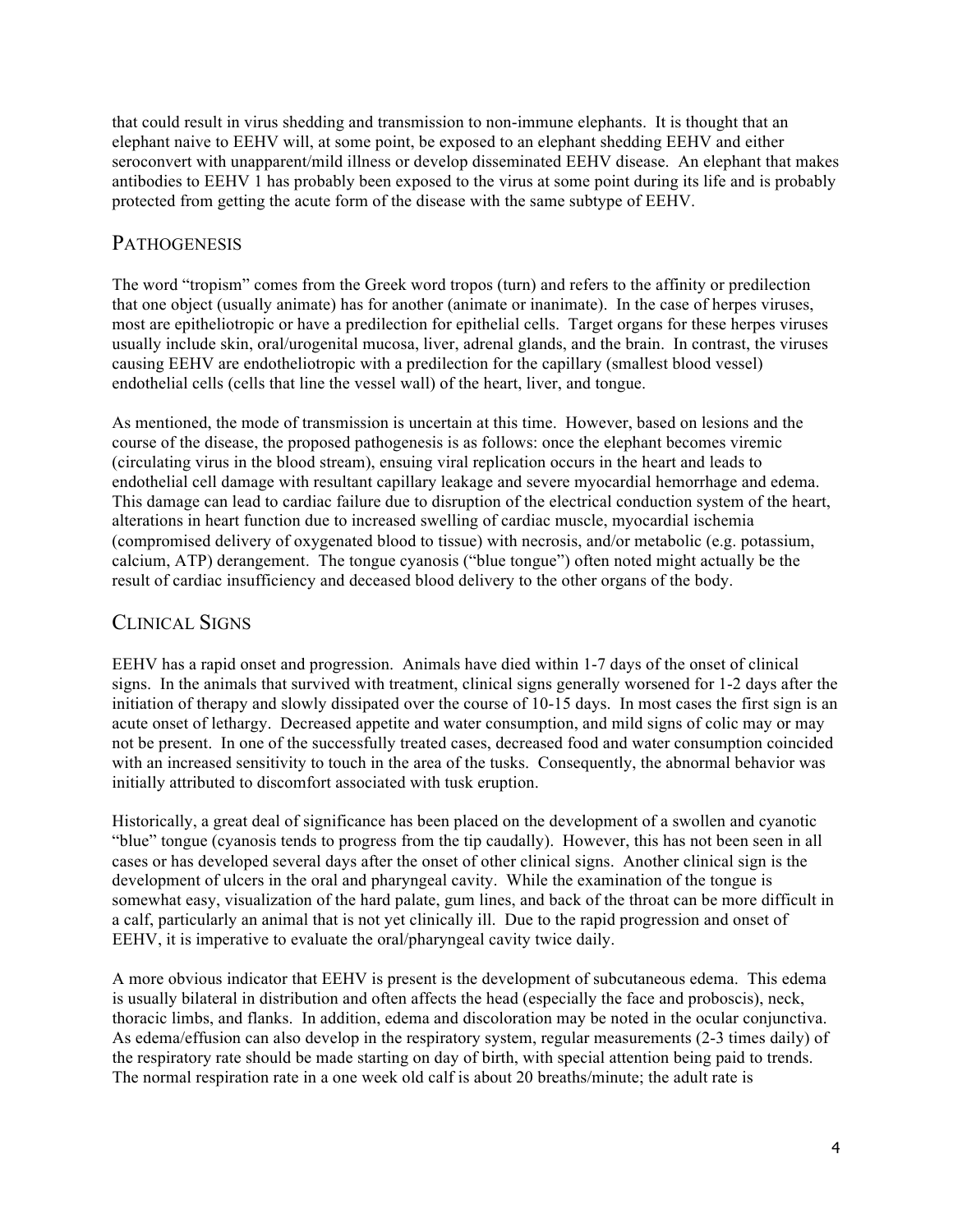that could result in virus shedding and transmission to non-immune elephants. It is thought that an elephant naive to EEHV will, at some point, be exposed to an elephant shedding EEHV and either seroconvert with unapparent/mild illness or develop disseminated EEHV disease. An elephant that makes antibodies to EEHV 1 has probably been exposed to the virus at some point during its life and is probably protected from getting the acute form of the disease with the same subtype of EEHV.

## Pathogenesis

The word "tropism" comes from the Greek word tropos (turn) and refers to the affinity or predilection that one object (usually animate) has for another (animate or inanimate). In the case of herpes viruses, most are epitheliotropic or have a predilection for epithelial cells. Target organs for these herpes viruses usually include skin, oral/urogenital mucosa, liver, adrenal glands, and the brain. In contrast, the viruses causing EEHV are endotheliotropic with a predilection for the capillary (smallest blood vessel) endothelial cells (cells that line the vessel wall) of the heart, liver, and tongue.

As mentioned, the mode of transmission is uncertain at this time. However, based on lesions and the course of the disease, the proposed pathogenesis is as follows: once the elephant becomes viremic (circulating virus in the blood stream), ensuing viral replication occurs in the heart and leads to endothelial cell damage with resultant capillary leakage and severe myocardial hemorrhage and edema. This damage can lead to cardiac failure due to disruption of the electrical conduction system of the heart, alterations in heart function due to increased swelling of cardiac muscle, myocardial ischemia (compromised delivery of oxygenated blood to tissue) with necrosis, and/or metabolic (e.g. potassium, calcium, ATP) derangement. The tongue cyanosis ("blue tongue") often noted might actually be the result of cardiac insufficiency and deceased blood delivery to the other organs of the body.

## Clinical Signs

EEHV has a rapid onset and progression. Animals have died within 1-7 days of the onset of clinical signs. In the animals that survived with treatment, clinical signs generally worsened for 1-2 days after the initiation of therapy and slowly dissipated over the course of 10-15 days. In most cases the first sign is an acute onset of lethargy. Decreased appetite and water consumption, and mild signs of colic may or may not be present. In one of the successfully treated cases, decreased food and water consumption coincided with an increased sensitivity to touch in the area of the tusks. Consequently, the abnormal behavior was initially attributed to discomfort associated with tusk eruption.

Historically, a great deal of significance has been placed on the development of a swollen and cyanotic "blue" tongue (cyanosis tends to progress from the tip caudally). However, this has not been seen in all cases or has developed several days after the onset of other clinical signs. Another clinical sign is the development of ulcers in the oral and pharyngeal cavity. While the examination of the tongue is somewhat easy, visualization of the hard palate, gum lines, and back of the throat can be more difficult in a calf, particularly an animal that is not yet clinically ill. Due to the rapid progression and onset of EEHV, it is imperative to evaluate the oral/pharyngeal cavity twice daily.

A more obvious indicator that EEHV is present is the development of subcutaneous edema. This edema is usually bilateral in distribution and often affects the head (especially the face and proboscis), neck, thoracic limbs, and flanks. In addition, edema and discoloration may be noted in the ocular conjunctiva. As edema/effusion can also develop in the respiratory system, regular measurements (2-3 times daily) of the respiratory rate should be made starting on day of birth, with special attention being paid to trends. The normal respiration rate in a one week old calf is about 20 breaths/minute; the adult rate is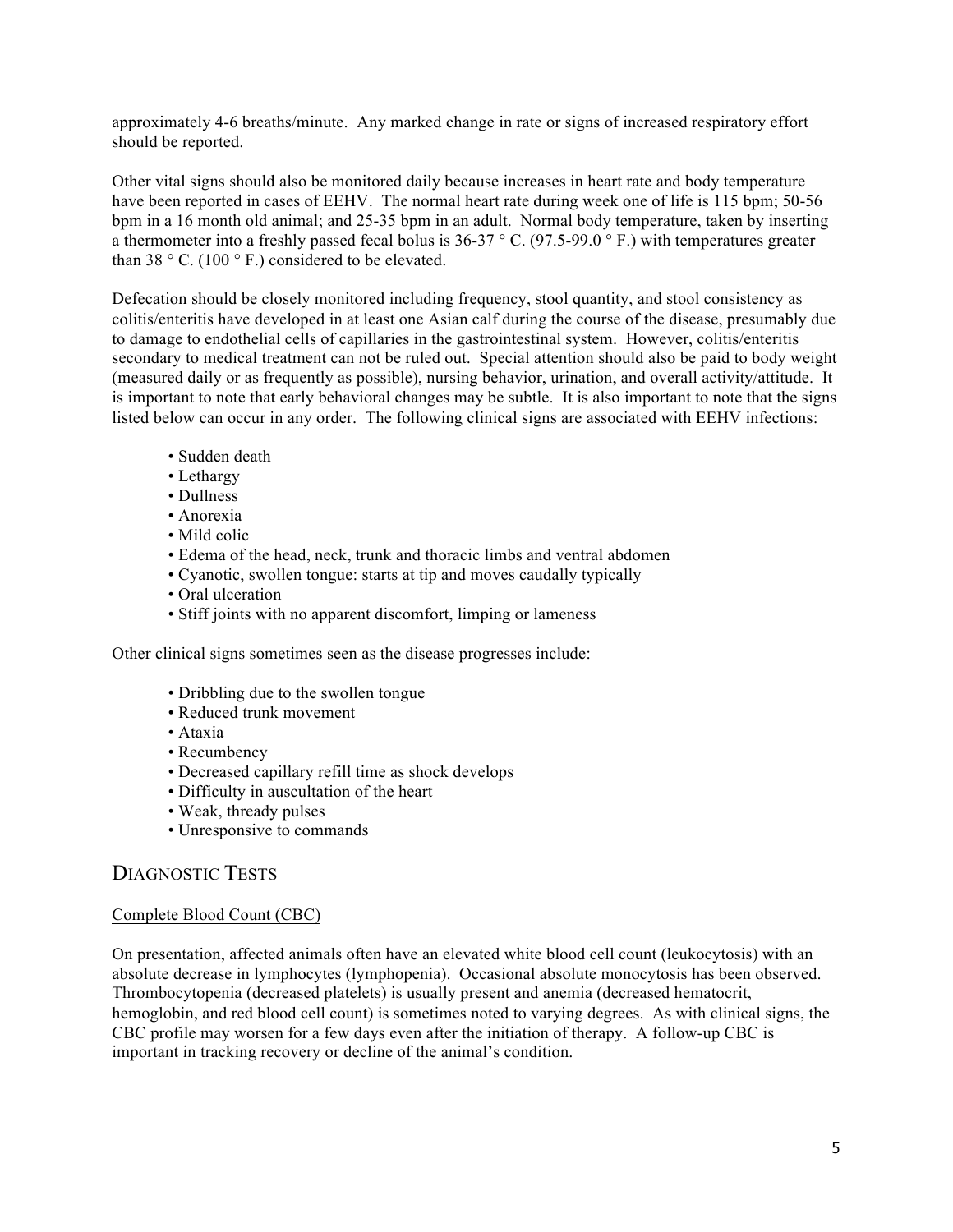approximately 4-6 breaths/minute. Any marked change in rate or signs of increased respiratory effort should be reported.

Other vital signs should also be monitored daily because increases in heart rate and body temperature have been reported in cases of EEHV. The normal heart rate during week one of life is 115 bpm; 50-56 bpm in a 16 month old animal; and 25-35 bpm in an adult. Normal body temperature, taken by inserting a thermometer into a freshly passed fecal bolus is 36-37 ° C. (97.5-99.0 ° F.) with temperatures greater than 38 ° C. (100 ° F.) considered to be elevated.

Defecation should be closely monitored including frequency, stool quantity, and stool consistency as colitis/enteritis have developed in at least one Asian calf during the course of the disease, presumably due to damage to endothelial cells of capillaries in the gastrointestinal system. However, colitis/enteritis secondary to medical treatment can not be ruled out. Special attention should also be paid to body weight (measured daily or as frequently as possible), nursing behavior, urination, and overall activity/attitude. It is important to note that early behavioral changes may be subtle. It is also important to note that the signs listed below can occur in any order. The following clinical signs are associated with EEHV infections:

- Sudden death
- Lethargy
- Dullness
- Anorexia
- Mild colic
- Edema of the head, neck, trunk and thoracic limbs and ventral abdomen
- Cyanotic, swollen tongue: starts at tip and moves caudally typically
- Oral ulceration
- Stiff joints with no apparent discomfort, limping or lameness

Other clinical signs sometimes seen as the disease progresses include:

- Dribbling due to the swollen tongue
- Reduced trunk movement
- Ataxia
- Recumbency
- Decreased capillary refill time as shock develops
- Difficulty in auscultation of the heart
- Weak, thready pulses
- Unresponsive to commands

## Diagnostic Tests

### Complete Blood Count (CBC)

On presentation, affected animals often have an elevated white blood cell count (leukocytosis) with an absolute decrease in lymphocytes (lymphopenia). Occasional absolute monocytosis has been observed. Thrombocytopenia (decreased platelets) is usually present and anemia (decreased hematocrit, hemoglobin, and red blood cell count) is sometimes noted to varying degrees. As with clinical signs, the CBC profile may worsen for a few days even after the initiation of therapy. A follow-up CBC is important in tracking recovery or decline of the animal's condition.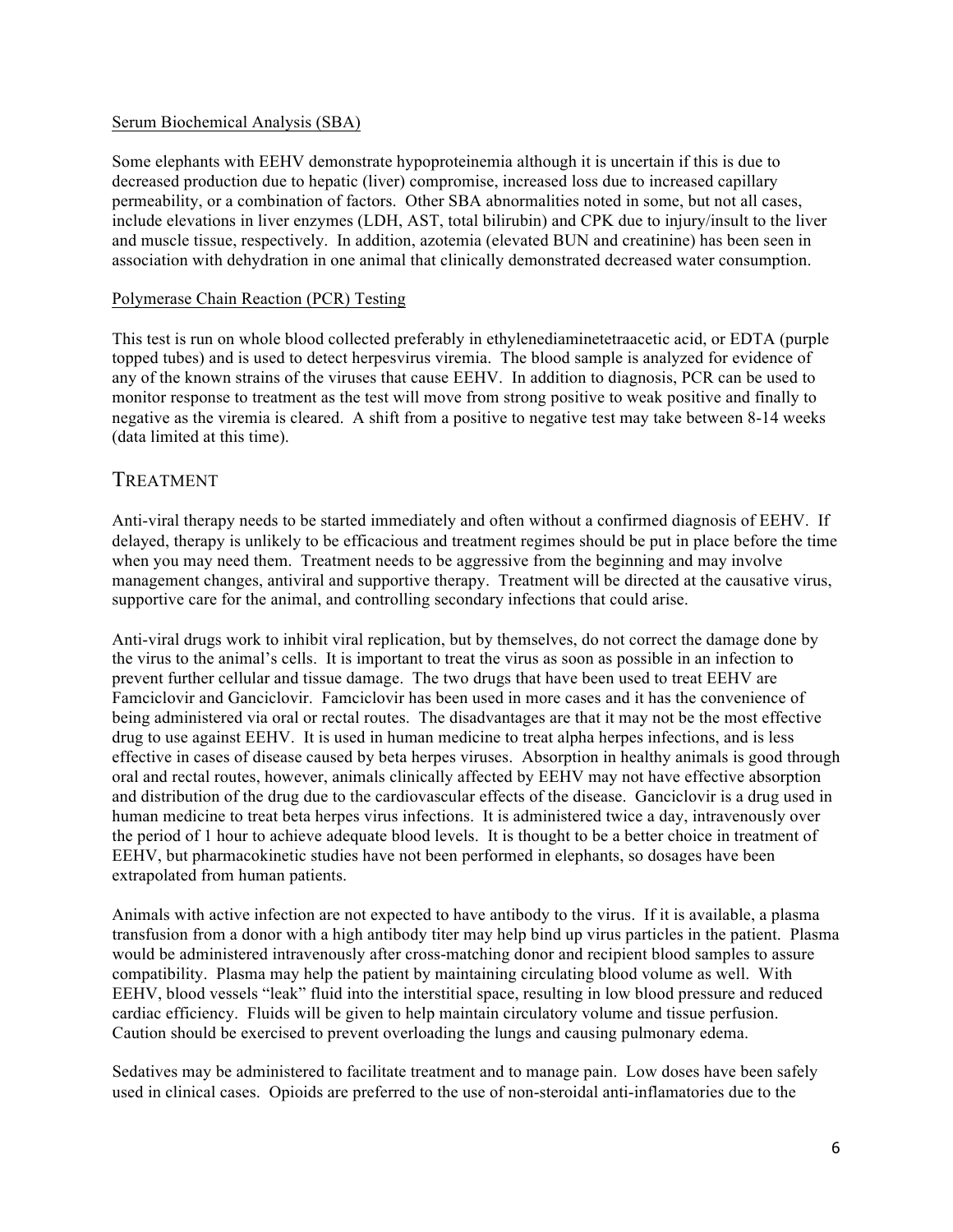### Serum Biochemical Analysis (SBA)

Some elephants with EEHV demonstrate hypoproteinemia although it is uncertain if this is due to decreased production due to hepatic (liver) compromise, increased loss due to increased capillary permeability, or a combination of factors. Other SBA abnormalities noted in some, but not all cases, include elevations in liver enzymes (LDH, AST, total bilirubin) and CPK due to injury/insult to the liver and muscle tissue, respectively. In addition, azotemia (elevated BUN and creatinine) has been seen in association with dehydration in one animal that clinically demonstrated decreased water consumption.

### Polymerase Chain Reaction (PCR) Testing

This test is run on whole blood collected preferably in ethylenediaminetetraacetic acid, or EDTA (purple topped tubes) and is used to detect herpesvirus viremia. The blood sample is analyzed for evidence of any of the known strains of the viruses that cause EEHV. In addition to diagnosis, PCR can be used to monitor response to treatment as the test will move from strong positive to weak positive and finally to negative as the viremia is cleared. A shift from a positive to negative test may take between 8-14 weeks (data limited at this time).

## TREATMENT

Anti-viral therapy needs to be started immediately and often without a confirmed diagnosis of EEHV. If delayed, therapy is unlikely to be efficacious and treatment regimes should be put in place before the time when you may need them. Treatment needs to be aggressive from the beginning and may involve management changes, antiviral and supportive therapy. Treatment will be directed at the causative virus, supportive care for the animal, and controlling secondary infections that could arise.

Anti-viral drugs work to inhibit viral replication, but by themselves, do not correct the damage done by the virus to the animal's cells. It is important to treat the virus as soon as possible in an infection to prevent further cellular and tissue damage. The two drugs that have been used to treat EEHV are Famciclovir and Ganciclovir. Famciclovir has been used in more cases and it has the convenience of being administered via oral or rectal routes. The disadvantages are that it may not be the most effective drug to use against EEHV. It is used in human medicine to treat alpha herpes infections, and is less effective in cases of disease caused by beta herpes viruses. Absorption in healthy animals is good through oral and rectal routes, however, animals clinically affected by EEHV may not have effective absorption and distribution of the drug due to the cardiovascular effects of the disease. Ganciclovir is a drug used in human medicine to treat beta herpes virus infections. It is administered twice a day, intravenously over the period of 1 hour to achieve adequate blood levels. It is thought to be a better choice in treatment of EEHV, but pharmacokinetic studies have not been performed in elephants, so dosages have been extrapolated from human patients.

Animals with active infection are not expected to have antibody to the virus. If it is available, a plasma transfusion from a donor with a high antibody titer may help bind up virus particles in the patient. Plasma would be administered intravenously after cross-matching donor and recipient blood samples to assure compatibility. Plasma may help the patient by maintaining circulating blood volume as well. With EEHV, blood vessels "leak" fluid into the interstitial space, resulting in low blood pressure and reduced cardiac efficiency. Fluids will be given to help maintain circulatory volume and tissue perfusion. Caution should be exercised to prevent overloading the lungs and causing pulmonary edema.

Sedatives may be administered to facilitate treatment and to manage pain. Low doses have been safely used in clinical cases. Opioids are preferred to the use of non-steroidal anti-inflamatories due to the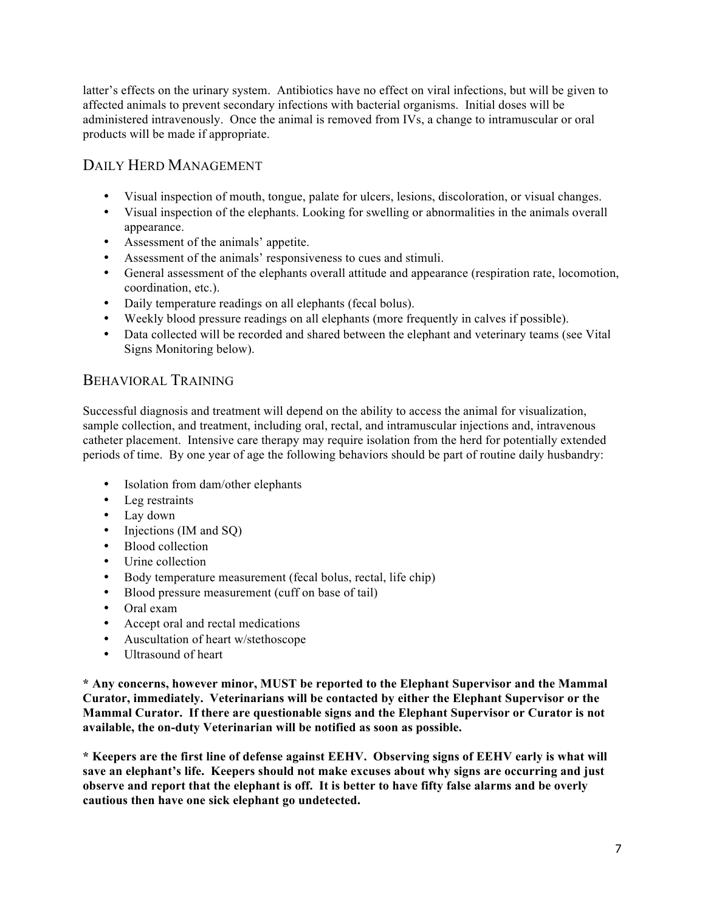latter's effects on the urinary system. Antibiotics have no effect on viral infections, but will be given to affected animals to prevent secondary infections with bacterial organisms. Initial doses will be administered intravenously. Once the animal is removed from IVs, a change to intramuscular or oral products will be made if appropriate.

## Daily Herd Management

- Visual inspection of mouth, tongue, palate for ulcers, lesions, discoloration, or visual changes.
- Visual inspection of the elephants. Looking for swelling or abnormalities in the animals overall appearance.
- Assessment of the animals' appetite.
- Assessment of the animals' responsiveness to cues and stimuli.
- General assessment of the elephants overall attitude and appearance (respiration rate, locomotion, coordination, etc.).
- Daily temperature readings on all elephants (fecal bolus).
- Weekly blood pressure readings on all elephants (more frequently in calves if possible).
- Data collected will be recorded and shared between the elephant and veterinary teams (see Vital Signs Monitoring below).

## Behavioral Training

Successful diagnosis and treatment will depend on the ability to access the animal for visualization, sample collection, and treatment, including oral, rectal, and intramuscular injections and, intravenous catheter placement. Intensive care therapy may require isolation from the herd for potentially extended periods of time. By one year of age the following behaviors should be part of routine daily husbandry:

- Isolation from dam/other elephants
- Leg restraints
- Lay down
- Injections (IM and SQ)
- Blood collection
- Urine collection
- Body temperature measurement (fecal bolus, rectal, life chip)
- Blood pressure measurement (cuff on base of tail)
- Oral exam
- Accept oral and rectal medications
- Auscultation of heart w/stethoscope
- Ultrasound of heart

**\* Any concerns, however minor, MUST be reported to the Elephant Supervisor and the Mammal Curator, immediately. Veterinarians will be contacted by either the Elephant Supervisor or the Mammal Curator. If there are questionable signs and the Elephant Supervisor or Curator is not available, the on-duty Veterinarian will be notified as soon as possible.**

**\* Keepers are the first line of defense against EEHV. Observing signs of EEHV early is what will save an elephant's life. Keepers should not make excuses about why signs are occurring and just observe and report that the elephant is off. It is better to have fifty false alarms and be overly cautious then have one sick elephant go undetected.**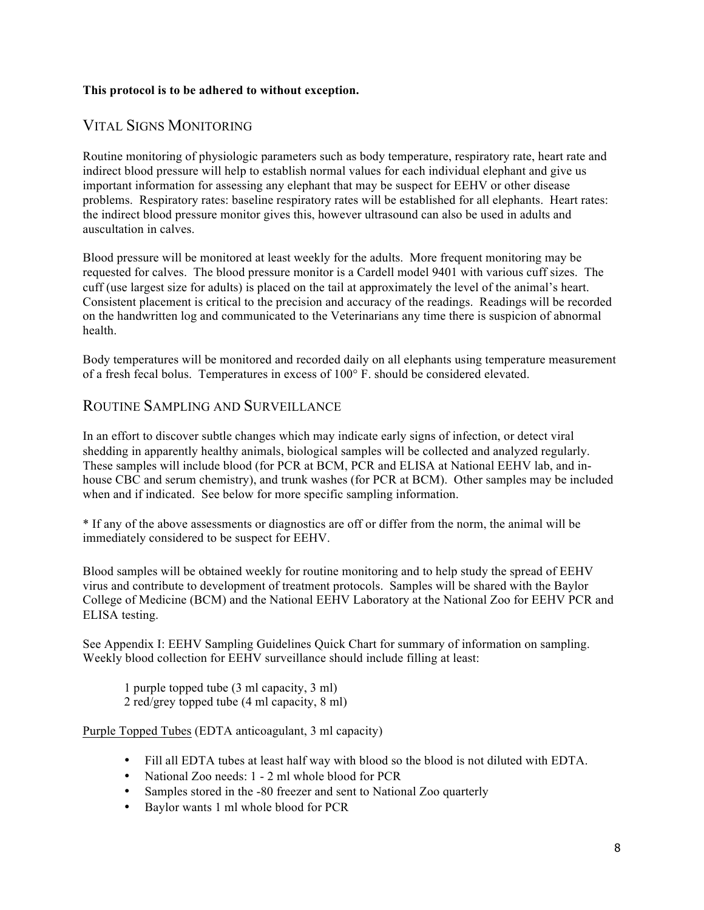**This protocol is to be adhered to without exception.**

## Vital Signs Monitoring

Routine monitoring of physiologic parameters such as body temperature, respiratory rate, heart rate and indirect blood pressure will help to establish normal values for each individual elephant and give us important information for assessing any elephant that may be suspect for EEHV or other disease problems. Respiratory rates: baseline respiratory rates will be established for all elephants. Heart rates: the indirect blood pressure monitor gives this, however ultrasound can also be used in adults and auscultation in calves.

Blood pressure will be monitored at least weekly for the adults. More frequent monitoring may be requested for calves. The blood pressure monitor is a Cardell model 9401 with various cuff sizes. The cuff (use largest size for adults) is placed on the tail at approximately the level of the animal's heart. Consistent placement is critical to the precision and accuracy of the readings. Readings will be recorded on the handwritten log and communicated to the Veterinarians any time there is suspicion of abnormal health.

Body temperatures will be monitored and recorded daily on all elephants using temperature measurement of a fresh fecal bolus. Temperatures in excess of 100° F. should be considered elevated.

## Routine Sampling and Surveillance

In an effort to discover subtle changes which may indicate early signs of infection, or detect viral shedding in apparently healthy animals, biological samples will be collected and analyzed regularly. These samples will include blood (for PCR at BCM, PCR and ELISA at National EEHV lab, and in-house CBC and serum chemistry), and trunk washes (for PCR at BCM). Other samples may be included when and if indicated. See below for more specific sampling information.

* If any of the above assessments or diagnostics are off or differ from the norm, the animal will be immediately considered to be suspect for EEHV.

Blood samples will be obtained weekly for routine monitoring and to help study the spread of EEHV virus and contribute to development of treatment protocols. Samples will be shared with the Baylor College of Medicine (BCM) and the National EEHV Laboratory at the National Zoo for EEHV PCR and ELISA testing.

See Appendix I: EEHV Sampling Guidelines Quick Chart for summary of information on sampling. Weekly blood collection for EEHV surveillance should include filling at least:

1 purple topped tube (3 ml capacity, 3 ml)
2 red/grey topped tube (4 ml capacity, 8 ml)

<u>Purple Topped Tubes</u> (EDTA anticoagulant, 3 ml capacity)

- Fill all EDTA tubes at least half way with blood so the blood is not diluted with EDTA.
- National Zoo needs: 1 - 2 ml whole blood for PCR
- Samples stored in the -80 freezer and sent to National Zoo quarterly
- Baylor wants 1 ml whole blood for PCR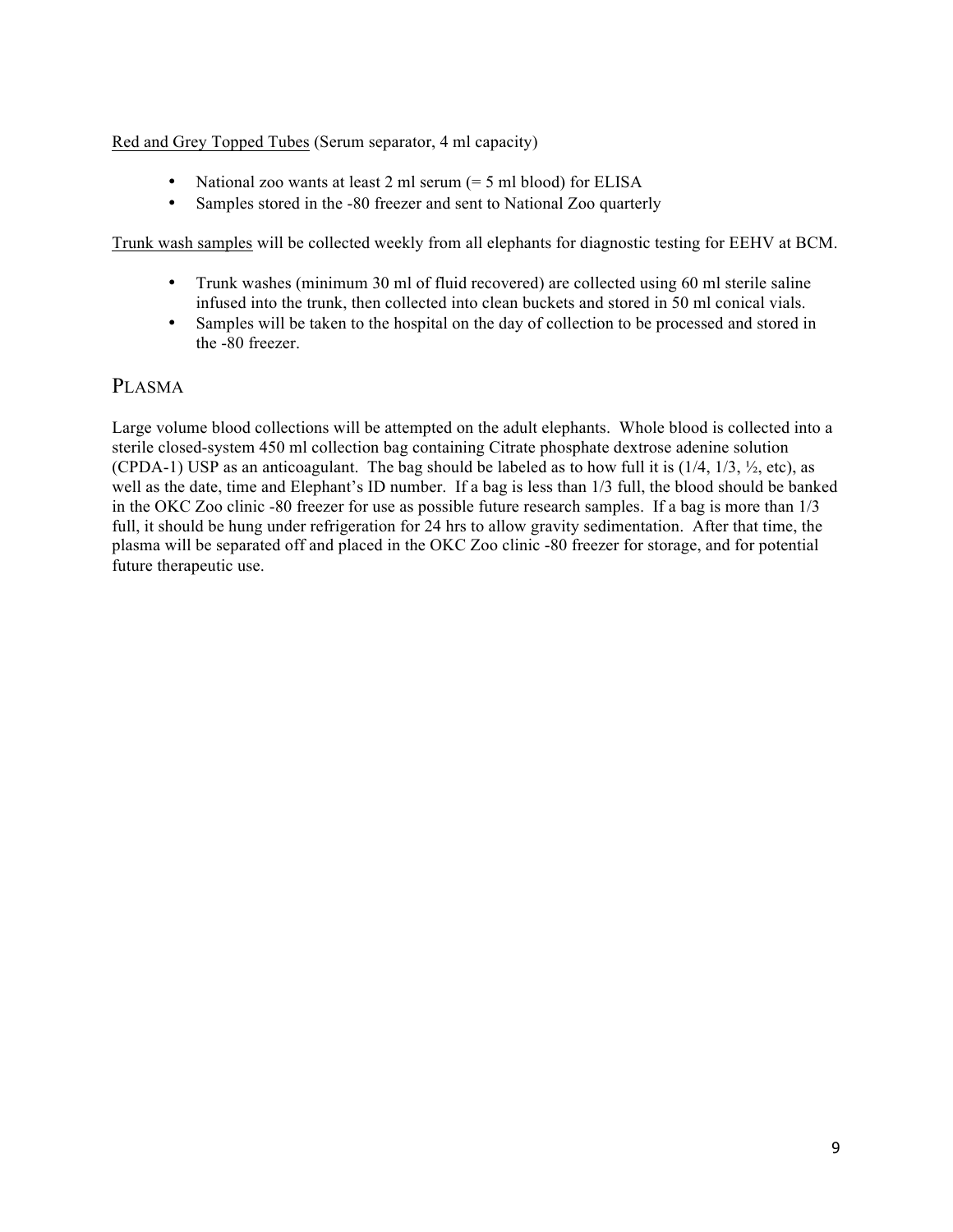Red and Grey Topped Tubes (Serum separator, 4 ml capacity)

- National zoo wants at least 2 ml serum (= 5 ml blood) for ELISA
- Samples stored in the -80 freezer and sent to National Zoo quarterly

Trunk wash samples will be collected weekly from all elephants for diagnostic testing for EEHV at BCM.

- Trunk washes (minimum 30 ml of fluid recovered) are collected using 60 ml sterile saline infused into the trunk, then collected into clean buckets and stored in 50 ml conical vials.
- Samples will be taken to the hospital on the day of collection to be processed and stored in the -80 freezer.

## PLASMA

Large volume blood collections will be attempted on the adult elephants. Whole blood is collected into a sterile closed-system 450 ml collection bag containing Citrate phosphate dextrose adenine solution (CPDA-1) USP as an anticoagulant. The bag should be labeled as to how full it is (1/4, 1/3, ½, etc), as well as the date, time and Elephant's ID number. If a bag is less than 1/3 full, the blood should be banked in the OKC Zoo clinic -80 freezer for use as possible future research samples. If a bag is more than 1/3 full, it should be hung under refrigeration for 24 hrs to allow gravity sedimentation. After that time, the plasma will be separated off and placed in the OKC Zoo clinic -80 freezer for storage, and for potential future therapeutic use.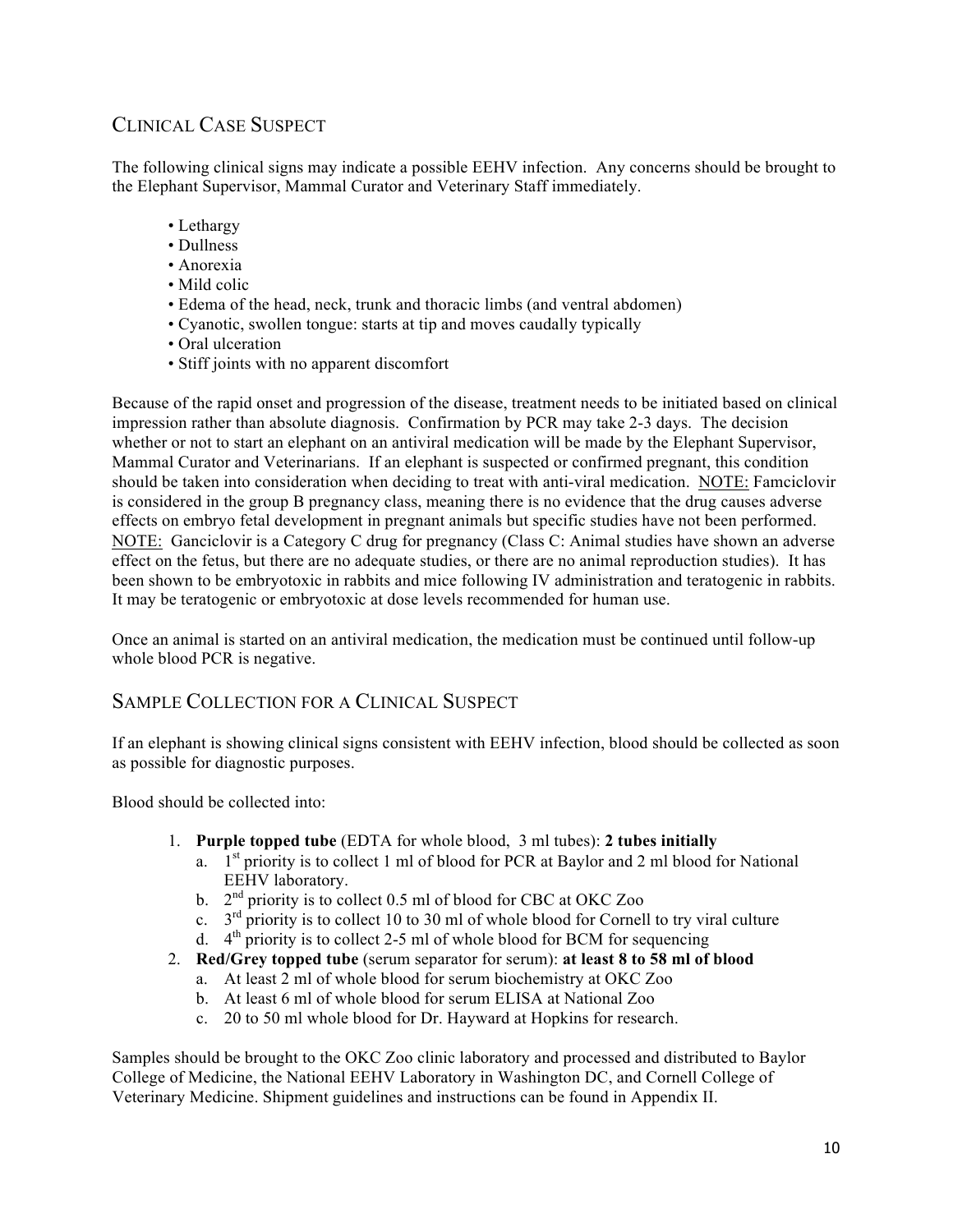## Clinical Case Suspect

The following clinical signs may indicate a possible EEHV infection. Any concerns should be brought to the Elephant Supervisor, Mammal Curator and Veterinary Staff immediately.

- Lethargy
- Dullness
- Anorexia
- Mild colic
- Edema of the head, neck, trunk and thoracic limbs (and ventral abdomen)
- Cyanotic, swollen tongue: starts at tip and moves caudally typically
- Oral ulceration
- Stiff joints with no apparent discomfort

Because of the rapid onset and progression of the disease, treatment needs to be initiated based on clinical impression rather than absolute diagnosis. Confirmation by PCR may take 2-3 days. The decision whether or not to start an elephant on an antiviral medication will be made by the Elephant Supervisor, Mammal Curator and Veterinarians. If an elephant is suspected or confirmed pregnant, this condition should be taken into consideration when deciding to treat with anti-viral medication. NOTE: Famciclovir is considered in the group B pregnancy class, meaning there is no evidence that the drug causes adverse effects on embryo fetal development in pregnant animals but specific studies have not been performed. NOTE: Ganciclovir is a Category C drug for pregnancy (Class C: Animal studies have shown an adverse effect on the fetus, but there are no adequate studies, or there are no animal reproduction studies). It has been shown to be embryotoxic in rabbits and mice following IV administration and teratogenic in rabbits. It may be teratogenic or embryotoxic at dose levels recommended for human use.

Once an animal is started on an antiviral medication, the medication must be continued until follow-up whole blood PCR is negative.

## Sample Collection for a Clinical Suspect

If an elephant is showing clinical signs consistent with EEHV infection, blood should be collected as soon as possible for diagnostic purposes.

Blood should be collected into:

1. **Purple topped tube** (EDTA for whole blood, 3 ml tubes): **2 tubes initially**
   a. 1st priority is to collect 1 ml of blood for PCR at Baylor and 2 ml blood for National EEHV laboratory.
   b. 2nd priority is to collect 0.5 ml of blood for CBC at OKC Zoo
   c. 3rd priority is to collect 10 to 30 ml of whole blood for Cornell to try viral culture
   d. 4th priority is to collect 2-5 ml of whole blood for BCM for sequencing
2. **Red/Grey topped tube** (serum separator for serum): **at least 8 to 58 ml of blood**
   a. At least 2 ml of whole blood for serum biochemistry at OKC Zoo
   b. At least 6 ml of whole blood for serum ELISA at National Zoo
   c. 20 to 50 ml whole blood for Dr. Hayward at Hopkins for research.

Samples should be brought to the OKC Zoo clinic laboratory and processed and distributed to Baylor College of Medicine, the National EEHV Laboratory in Washington DC, and Cornell College of Veterinary Medicine. Shipment guidelines and instructions can be found in Appendix II.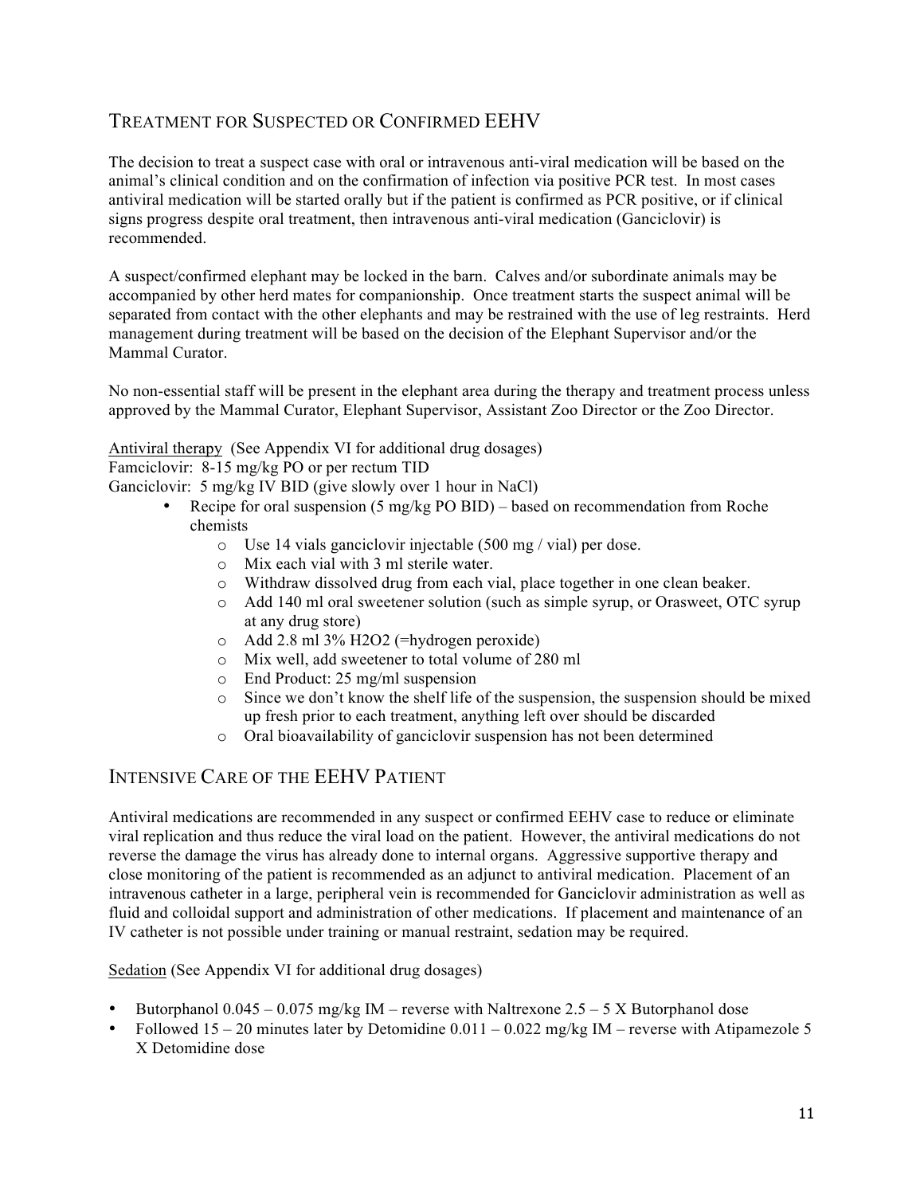## Treatment for Suspected or Confirmed EEHV

The decision to treat a suspect case with oral or intravenous anti-viral medication will be based on the animal's clinical condition and on the confirmation of infection via positive PCR test. In most cases antiviral medication will be started orally but if the patient is confirmed as PCR positive, or if clinical signs progress despite oral treatment, then intravenous anti-viral medication (Ganciclovir) is recommended.

A suspect/confirmed elephant may be locked in the barn. Calves and/or subordinate animals may be accompanied by other herd mates for companionship. Once treatment starts the suspect animal will be separated from contact with the other elephants and may be restrained with the use of leg restraints. Herd management during treatment will be based on the decision of the Elephant Supervisor and/or the Mammal Curator.

No non-essential staff will be present in the elephant area during the therapy and treatment process unless approved by the Mammal Curator, Elephant Supervisor, Assistant Zoo Director or the Zoo Director.

<u>Antiviral therapy</u> (See Appendix VI for additional drug dosages)

Famciclovir: 8-15 mg/kg PO or per rectum TID

Ganciclovir: 5 mg/kg IV BID (give slowly over 1 hour in NaCl)

- Recipe for oral suspension (5 mg/kg PO BID) – based on recommendation from Roche chemists
  - Use 14 vials ganciclovir injectable (500 mg / vial) per dose.
  - Mix each vial with 3 ml sterile water.
  - Withdraw dissolved drug from each vial, place together in one clean beaker.
  - Add 140 ml oral sweetener solution (such as simple syrup, or Orasweet, OTC syrup at any drug store)
  - Add 2.8 ml 3% $H_2O_2$ (=hydrogen peroxide)
  - Mix well, add sweetener to total volume of 280 ml
  - End Product: 25 mg/ml suspension
  - Since we don't know the shelf life of the suspension, the suspension should be mixed up fresh prior to each treatment, anything left over should be discarded
  - Oral bioavailability of ganciclovir suspension has not been determined

## Intensive Care of the EEHV Patient

Antiviral medications are recommended in any suspect or confirmed EEHV case to reduce or eliminate viral replication and thus reduce the viral load on the patient. However, the antiviral medications do not reverse the damage the virus has already done to internal organs. Aggressive supportive therapy and close monitoring of the patient is recommended as an adjunct to antiviral medication. Placement of an intravenous catheter in a large, peripheral vein is recommended for Ganciclovir administration as well as fluid and colloidal support and administration of other medications. If placement and maintenance of an IV catheter is not possible under training or manual restraint, sedation may be required.

<u>Sedation</u> (See Appendix VI for additional drug dosages)

- Butorphanol 0.045 – 0.075 mg/kg IM – reverse with Naltrexone 2.5 – 5 X Butorphanol dose
- Followed 15 – 20 minutes later by Detomidine 0.011 – 0.022 mg/kg IM – reverse with Atipamezole 5 X Detomidine dose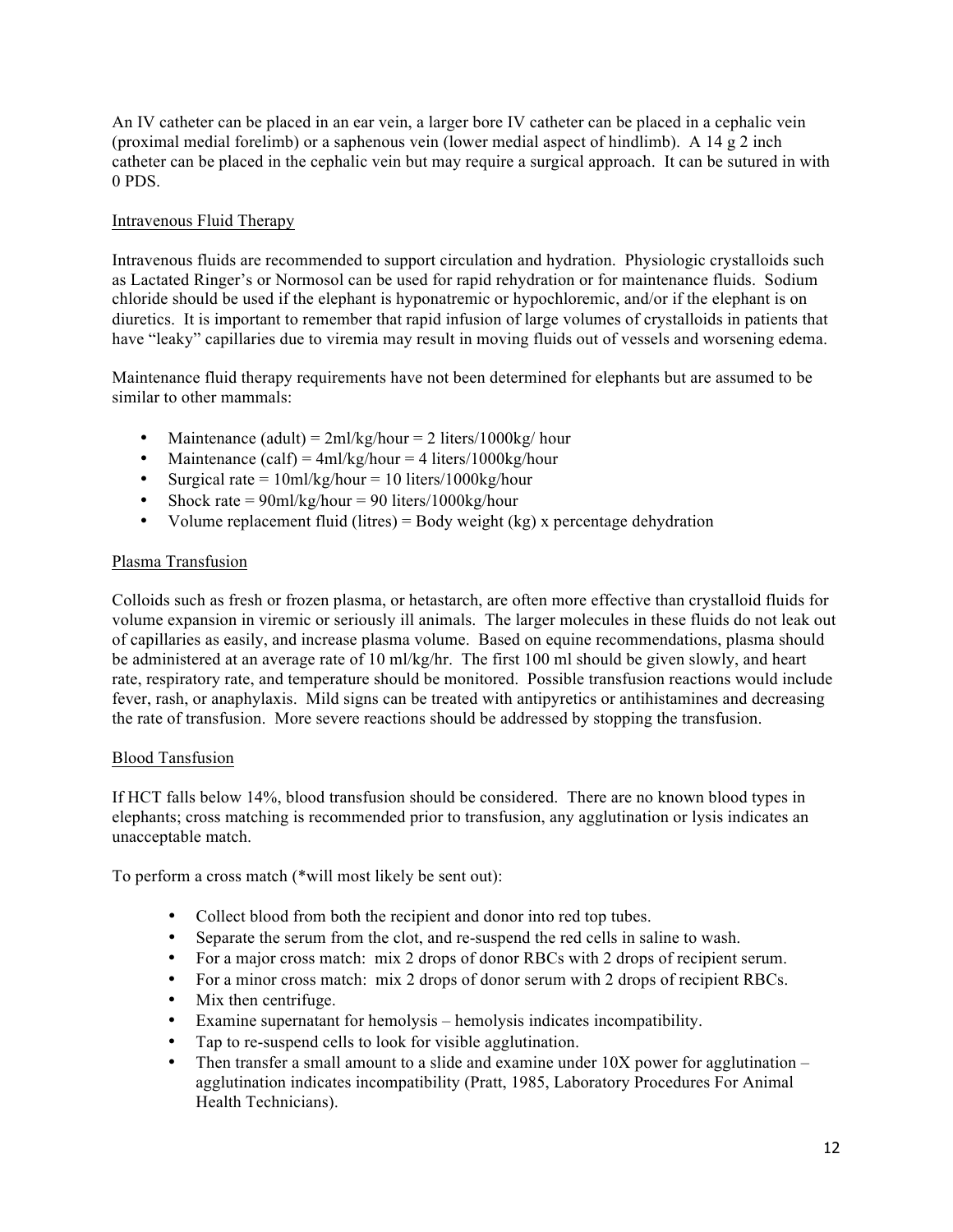An IV catheter can be placed in an ear vein, a larger bore IV catheter can be placed in a cephalic vein (proximal medial forelimb) or a saphenous vein (lower medial aspect of hindlimb). A 14 g 2 inch catheter can be placed in the cephalic vein but may require a surgical approach. It can be sutured in with 0 PDS.

## Intravenous Fluid Therapy

Intravenous fluids are recommended to support circulation and hydration. Physiologic crystalloids such as Lactated Ringer's or Normosol can be used for rapid rehydration or for maintenance fluids. Sodium chloride should be used if the elephant is hyponatremic or hypochloremic, and/or if the elephant is on diuretics. It is important to remember that rapid infusion of large volumes of crystalloids in patients that have "leaky" capillaries due to viremia may result in moving fluids out of vessels and worsening edema.

Maintenance fluid therapy requirements have not been determined for elephants but are assumed to be similar to other mammals:

- Maintenance (adult) = 2ml/kg/hour = 2 liters/1000kg/ hour
- Maintenance (calf) = 4ml/kg/hour = 4 liters/1000kg/hour
- Surgical rate = 10ml/kg/hour = 10 liters/1000kg/hour
- Shock rate = 90ml/kg/hour = 90 liters/1000kg/hour
- Volume replacement fluid (litres) = Body weight (kg) x percentage dehydration

## Plasma Transfusion

Colloids such as fresh or frozen plasma, or hetastarch, are often more effective than crystalloid fluids for volume expansion in viremic or seriously ill animals. The larger molecules in these fluids do not leak out of capillaries as easily, and increase plasma volume. Based on equine recommendations, plasma should be administered at an average rate of 10 ml/kg/hr. The first 100 ml should be given slowly, and heart rate, respiratory rate, and temperature should be monitored. Possible transfusion reactions would include fever, rash, or anaphylaxis. Mild signs can be treated with antipyretics or antihistamines and decreasing the rate of transfusion. More severe reactions should be addressed by stopping the transfusion.

## Blood Tansfusion

If HCT falls below 14%, blood transfusion should be considered. There are no known blood types in elephants; cross matching is recommended prior to transfusion, any agglutination or lysis indicates an unacceptable match.

To perform a cross match (*will most likely be sent out):

- Collect blood from both the recipient and donor into red top tubes.
- Separate the serum from the clot, and re-suspend the red cells in saline to wash.
- For a major cross match: mix 2 drops of donor RBCs with 2 drops of recipient serum.
- For a minor cross match: mix 2 drops of donor serum with 2 drops of recipient RBCs.
- Mix then centrifuge.
- Examine supernatant for hemolysis – hemolysis indicates incompatibility.
- Tap to re-suspend cells to look for visible agglutination.
- Then transfer a small amount to a slide and examine under 10X power for agglutination – agglutination indicates incompatibility (Pratt, 1985, Laboratory Procedures For Animal Health Technicians).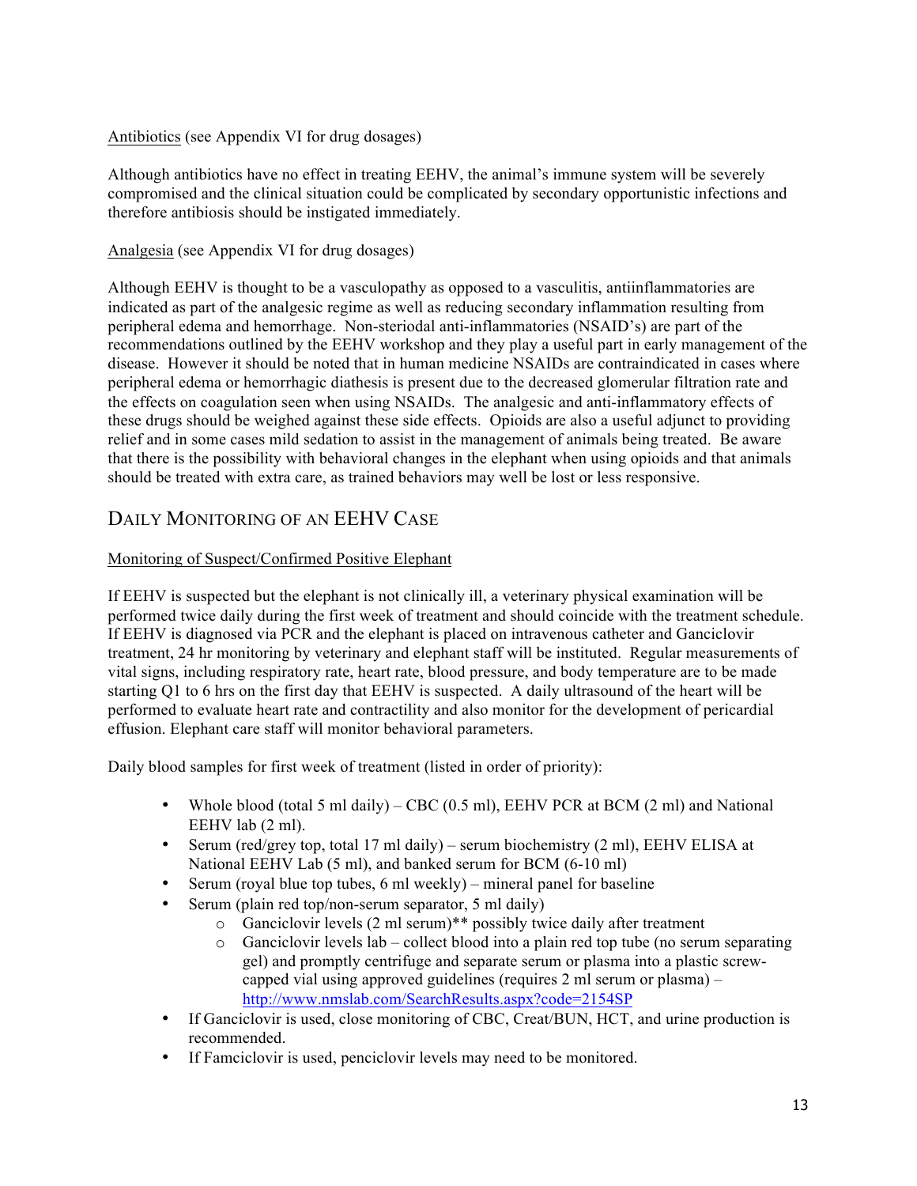Antibiotics (see Appendix VI for drug dosages)

Although antibiotics have no effect in treating EEHV, the animal's immune system will be severely compromised and the clinical situation could be complicated by secondary opportunistic infections and therefore antibiosis should be instigated immediately.

Analgesia (see Appendix VI for drug dosages)

Although EEHV is thought to be a vasculopathy as opposed to a vasculitis, antiinflammatories are indicated as part of the analgesic regime as well as reducing secondary inflammation resulting from peripheral edema and hemorrhage. Non-steriodal anti-inflammatories (NSAID's) are part of the recommendations outlined by the EEHV workshop and they play a useful part in early management of the disease. However it should be noted that in human medicine NSAIDs are contraindicated in cases where peripheral edema or hemorrhagic diathesis is present due to the decreased glomerular filtration rate and the effects on coagulation seen when using NSAIDs. The analgesic and anti-inflammatory effects of these drugs should be weighed against these side effects. Opioids are also a useful adjunct to providing relief and in some cases mild sedation to assist in the management of animals being treated. Be aware that there is the possibility with behavioral changes in the elephant when using opioids and that animals should be treated with extra care, as trained behaviors may well be lost or less responsive.

## Daily Monitoring of an EEHV Case

Monitoring of Suspect/Confirmed Positive Elephant

If EEHV is suspected but the elephant is not clinically ill, a veterinary physical examination will be performed twice daily during the first week of treatment and should coincide with the treatment schedule. If EEHV is diagnosed via PCR and the elephant is placed on intravenous catheter and Ganciclovir treatment, 24 hr monitoring by veterinary and elephant staff will be instituted. Regular measurements of vital signs, including respiratory rate, heart rate, blood pressure, and body temperature are to be made starting Q1 to 6 hrs on the first day that EEHV is suspected. A daily ultrasound of the heart will be performed to evaluate heart rate and contractility and also monitor for the development of pericardial effusion. Elephant care staff will monitor behavioral parameters.

Daily blood samples for first week of treatment (listed in order of priority):

- Whole blood (total 5 ml daily) – CBC (0.5 ml), EEHV PCR at BCM (2 ml) and National EEHV lab (2 ml).
- Serum (red/grey top, total 17 ml daily) – serum biochemistry (2 ml), EEHV ELISA at National EEHV Lab (5 ml), and banked serum for BCM (6-10 ml)
- Serum (royal blue top tubes, 6 ml weekly) – mineral panel for baseline
- Serum (plain red top/non-serum separator, 5 ml daily)
  - Ganciclovir levels (2 ml serum)** possibly twice daily after treatment
  - Ganciclovir levels lab – collect blood into a plain red top tube (no serum separating gel) and promptly centrifuge and separate serum or plasma into a plastic screw-capped vial using approved guidelines (requires 2 ml serum or plasma) – http://www.nmslab.com/SearchResults.aspx?code=2154SP
- If Ganciclovir is used, close monitoring of CBC, Creat/BUN, HCT, and urine production is recommended.
- If Famciclovir is used, penciclovir levels may need to be monitored.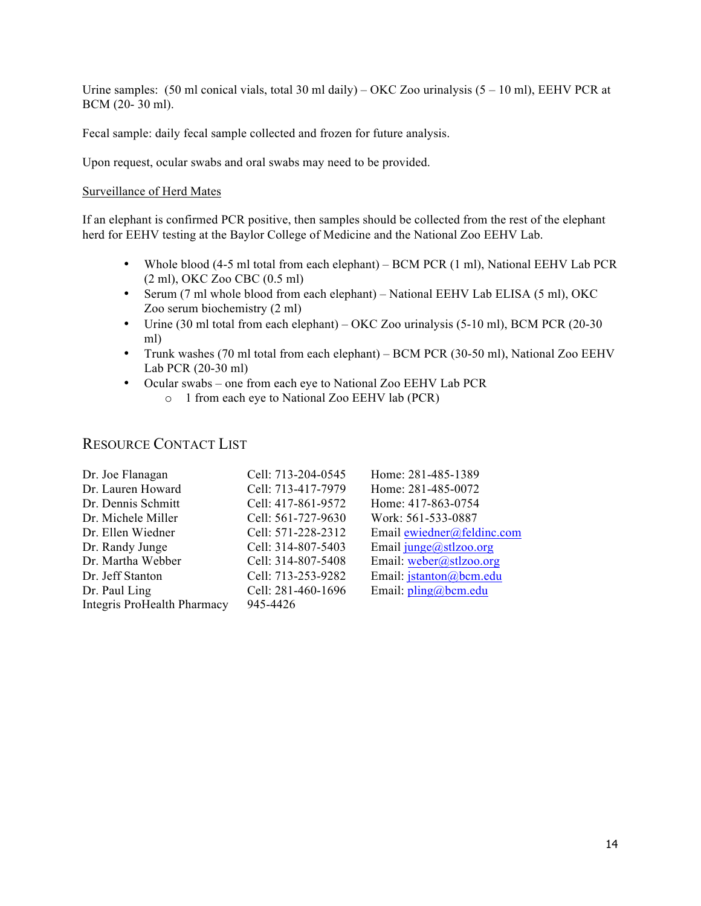Urine samples: (50 ml conical vials, total 30 ml daily) – OKC Zoo urinalysis (5 – 10 ml), EEHV PCR at BCM (20- 30 ml).

Fecal sample: daily fecal sample collected and frozen for future analysis.

Upon request, ocular swabs and oral swabs may need to be provided.

<u>Surveillance of Herd Mates</u>

If an elephant is confirmed PCR positive, then samples should be collected from the rest of the elephant herd for EEHV testing at the Baylor College of Medicine and the National Zoo EEHV Lab.

- Whole blood (4-5 ml total from each elephant) – BCM PCR (1 ml), National EEHV Lab PCR (2 ml), OKC Zoo CBC (0.5 ml)
- Serum (7 ml whole blood from each elephant) – National EEHV Lab ELISA (5 ml), OKC Zoo serum biochemistry (2 ml)
- Urine (30 ml total from each elephant) – OKC Zoo urinalysis (5-10 ml), BCM PCR (20-30 ml)
- Trunk washes (70 ml total from each elephant) – BCM PCR (30-50 ml), National Zoo EEHV Lab PCR (20-30 ml)
- Ocular swabs – one from each eye to National Zoo EEHV Lab PCR
    - 1 from each eye to National Zoo EEHV lab (PCR)

## Resource Contact List

| | | |
|---|---|---|
| Dr. Joe Flanagan | Cell: 713-204-0545 | Home: 281-485-1389 |
| Dr. Lauren Howard | Cell: 713-417-7979 | Home: 281-485-0072 |
| Dr. Dennis Schmitt | Cell: 417-861-9572 | Home: 417-863-0754 |
| Dr. Michele Miller | Cell: 561-727-9630 | Work: 561-533-0887 |
| Dr. Ellen Wiedner | Cell: 571-228-2312 | Email ewiedner@feldinc.com |
| Dr. Randy Junge | Cell: 314-807-5403 | Email junge@stlzoo.org |
| Dr. Martha Webber | Cell: 314-807-5408 | Email: weber@stlzoo.org |
| Dr. Jeff Stanton | Cell: 713-253-9282 | Email: jstanton@bcm.edu |
| Dr. Paul Ling | Cell: 281-460-1696 | Email: pling@bcm.edu |
| Integris ProHealth Pharmacy | 945-4426 | |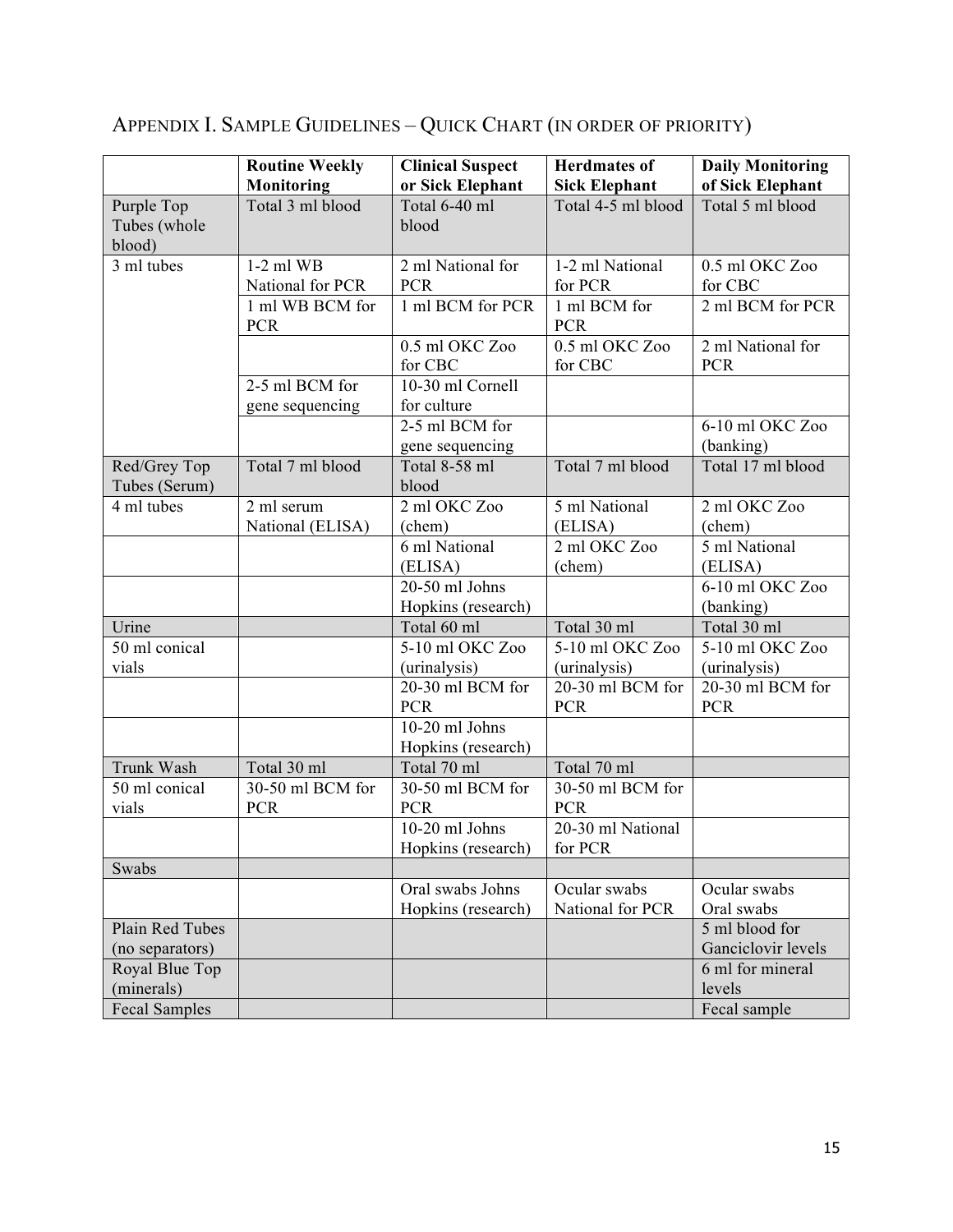## APPENDIX I. SAMPLE GUIDELINES – QUICK CHART (IN ORDER OF PRIORITY)

| | Routine Weekly Monitoring | Clinical Suspect or Sick Elephant | Herdmates of Sick Elephant | Daily Monitoring of Sick Elephant |
|---|---|---|---|---|
| Purple Top Tubes (whole blood) | Total 3 ml blood | Total 6-40 ml blood | Total 4-5 ml blood | Total 5 ml blood |
| 3 ml tubes | 1-2 ml WB National for PCR | 2 ml National for PCR | 1-2 ml National for PCR | 0.5 ml OKC Zoo for CBC |
| | 1 ml WB BCM for PCR | 1 ml BCM for PCR | 1 ml BCM for PCR | 2 ml BCM for PCR |
| | | 0.5 ml OKC Zoo for CBC | 0.5 ml OKC Zoo for CBC | 2 ml National for PCR |
| | 2-5 ml BCM for gene sequencing | 10-30 ml Cornell for culture | | |
| | | 2-5 ml BCM for gene sequencing | | 6-10 ml OKC Zoo (banking) |
| Red/Grey Top Tubes (Serum) | Total 7 ml blood | Total 8-58 ml blood | Total 7 ml blood | Total 17 ml blood |
| 4 ml tubes | 2 ml serum National (ELISA) | 2 ml OKC Zoo (chem) | 5 ml National (ELISA) | 2 ml OKC Zoo (chem) |
| | | 6 ml National (ELISA) | 2 ml OKC Zoo (chem) | 5 ml National (ELISA) |
| | | 20-50 ml Johns Hopkins (research) | | 6-10 ml OKC Zoo (banking) |
| Urine | | Total 60 ml | Total 30 ml | Total 30 ml |
| 50 ml conical vials | | 5-10 ml OKC Zoo (urinalysis) | 5-10 ml OKC Zoo (urinalysis) | 5-10 ml OKC Zoo (urinalysis) |
| | | 20-30 ml BCM for PCR | 20-30 ml BCM for PCR | 20-30 ml BCM for PCR |
| | | 10-20 ml Johns Hopkins (research) | | |
| Trunk Wash | Total 30 ml | Total 70 ml | Total 70 ml | |
| 50 ml conical vials | 30-50 ml BCM for PCR | 30-50 ml BCM for PCR | 30-50 ml BCM for PCR | |
| | | 10-20 ml Johns Hopkins (research) | 20-30 ml National for PCR | |
| Swabs | | | | |
| | | Oral swabs Johns Hopkins (research) | Ocular swabs National for PCR | Ocular swabs Oral swabs |
| Plain Red Tubes (no separators) | | | | 5 ml blood for Ganciclovir levels |
| Royal Blue Top (minerals) | | | | 6 ml for mineral levels |
| Fecal Samples | | | | Fecal sample |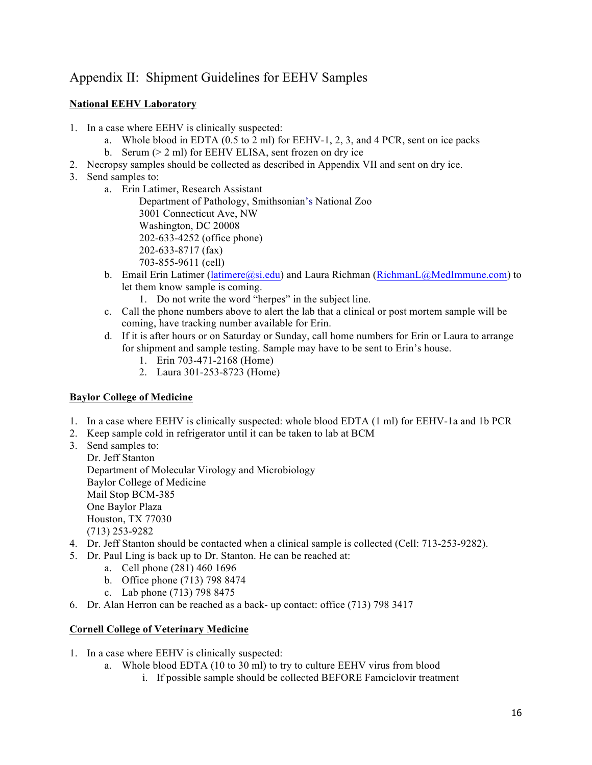# Appendix II: Shipment Guidelines for EEHV Samples

**National EEHV Laboratory**

1. In a case where EEHV is clinically suspected:
    a. Whole blood in EDTA (0.5 to 2 ml) for EEHV-1, 2, 3, and 4 PCR, sent on ice packs
    b. Serum (> 2 ml) for EEHV ELISA, sent frozen on dry ice
2. Necropsy samples should be collected as described in Appendix VII and sent on dry ice.
3. Send samples to:
    a. Erin Latimer, Research Assistant
        Department of Pathology, Smithsonian's National Zoo
        3001 Connecticut Ave, NW
        Washington, DC 20008
        202-633-4252 (office phone)
        202-633-8717 (fax)
        703-855-9611 (cell)
    b. Email Erin Latimer (latimere@si.edu) and Laura Richman (RichmanL@MedImmune.com) to let them know sample is coming.
        1. Do not write the word "herpes" in the subject line.
    c. Call the phone numbers above to alert the lab that a clinical or post mortem sample will be coming, have tracking number available for Erin.
    d. If it is after hours or on Saturday or Sunday, call home numbers for Erin or Laura to arrange for shipment and sample testing. Sample may have to be sent to Erin's house.
        1. Erin 703-471-2168 (Home)
        2. Laura 301-253-8723 (Home)

**Baylor College of Medicine**

1. In a case where EEHV is clinically suspected: whole blood EDTA (1 ml) for EEHV-1a and 1b PCR
2. Keep sample cold in refrigerator until it can be taken to lab at BCM
3. Send samples to:
    Dr. Jeff Stanton
    Department of Molecular Virology and Microbiology
    Baylor College of Medicine
    Mail Stop BCM-385
    One Baylor Plaza
    Houston, TX 77030
    (713) 253-9282
4. Dr. Jeff Stanton should be contacted when a clinical sample is collected (Cell: 713-253-9282).
5. Dr. Paul Ling is back up to Dr. Stanton. He can be reached at:
    a. Cell phone (281) 460 1696
    b. Office phone (713) 798 8474
    c. Lab phone (713) 798 8475
6. Dr. Alan Herron can be reached as a back- up contact: office (713) 798 3417

**Cornell College of Veterinary Medicine**

1. In a case where EEHV is clinically suspected:
    a. Whole blood EDTA (10 to 30 ml) to try to culture EEHV virus from blood
        i. If possible sample should be collected BEFORE Famciclovir treatment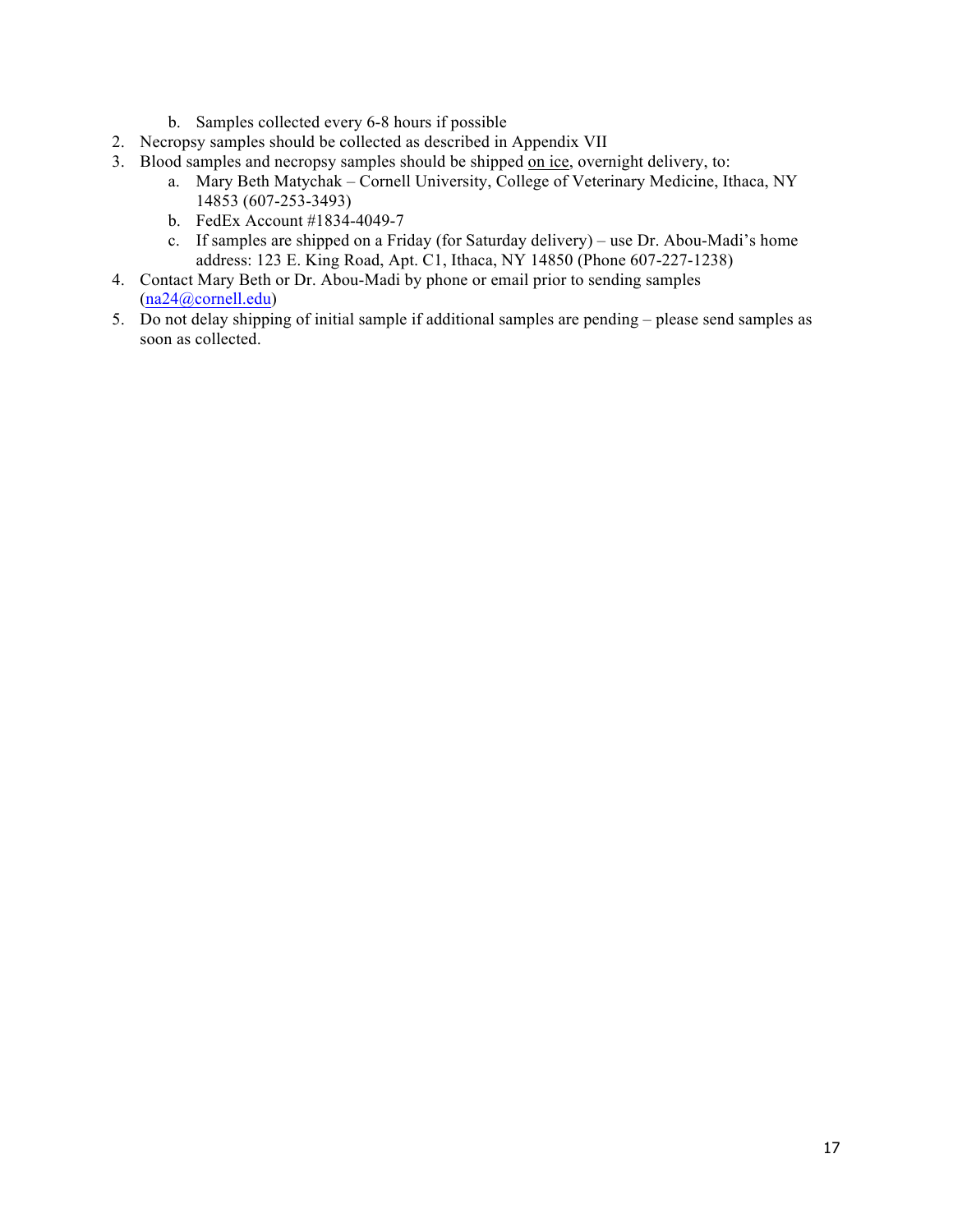b. Samples collected every 6-8 hours if possible
2. Necropsy samples should be collected as described in Appendix VII
3. Blood samples and necropsy samples should be shipped <u>on ice</u>, overnight delivery, to:
    a. Mary Beth Matychak – Cornell University, College of Veterinary Medicine, Ithaca, NY 14853 (607-253-3493)
    b. FedEx Account #1834-4049-7
    c. If samples are shipped on a Friday (for Saturday delivery) – use Dr. Abou-Madi's home address: 123 E. King Road, Apt. C1, Ithaca, NY 14850 (Phone 607-227-1238)
4. Contact Mary Beth or Dr. Abou-Madi by phone or email prior to sending samples (na24@cornell.edu)
5. Do not delay shipping of initial sample if additional samples are pending – please send samples as soon as collected.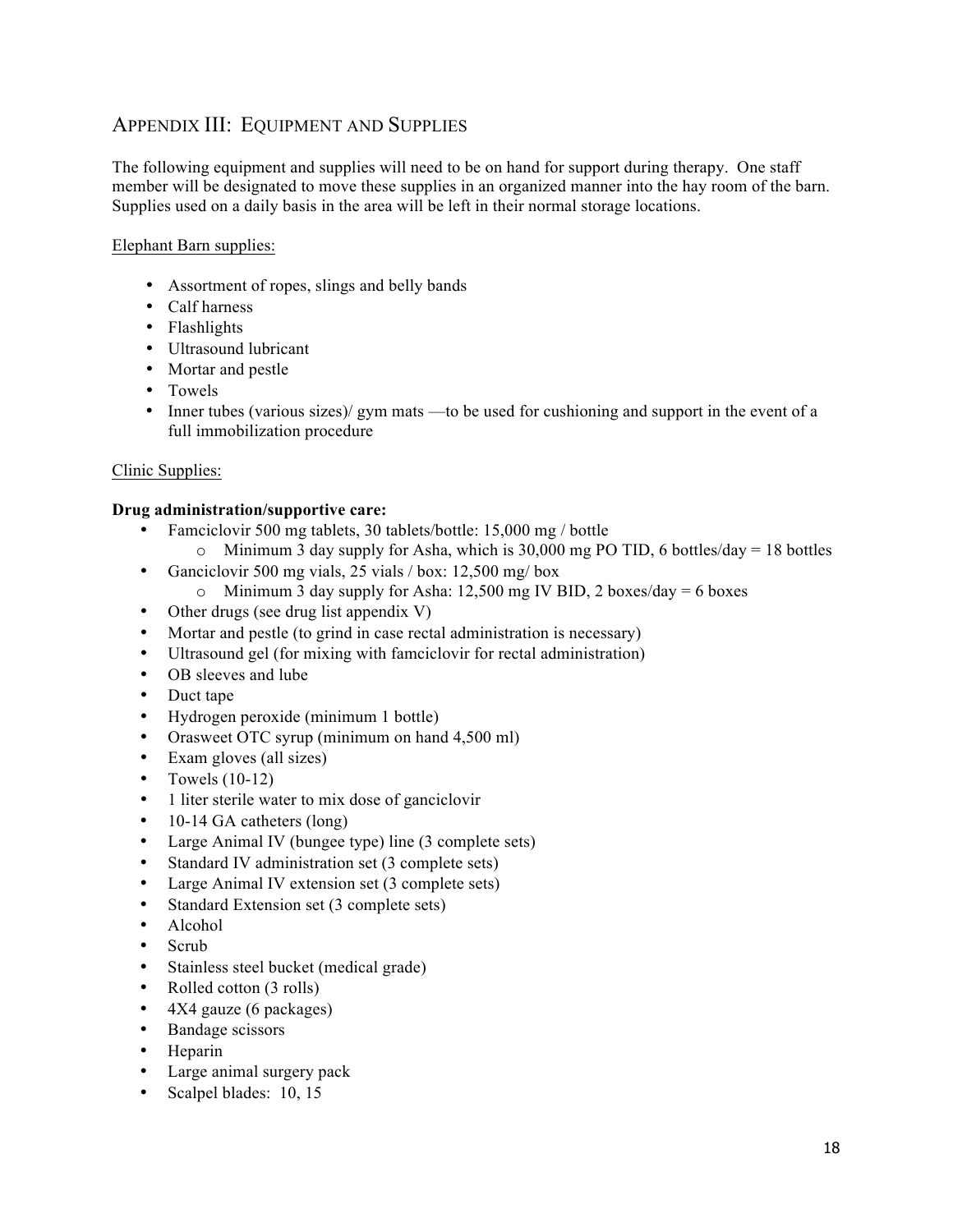## APPENDIX III: EQUIPMENT AND SUPPLIES

The following equipment and supplies will need to be on hand for support during therapy. One staff member will be designated to move these supplies in an organized manner into the hay room of the barn. Supplies used on a daily basis in the area will be left in their normal storage locations.

Elephant Barn supplies:

- Assortment of ropes, slings and belly bands
- Calf harness
- Flashlights
- Ultrasound lubricant
- Mortar and pestle
- Towels
- Inner tubes (various sizes)/ gym mats —to be used for cushioning and support in the event of a full immobilization procedure

Clinic Supplies:

**Drug administration/supportive care:**

- Famciclovir 500 mg tablets, 30 tablets/bottle: 15,000 mg / bottle
  - Minimum 3 day supply for Asha, which is 30,000 mg PO TID, 6 bottles/day = 18 bottles
- Ganciclovir 500 mg vials, 25 vials / box: 12,500 mg/ box
  - Minimum 3 day supply for Asha: 12,500 mg IV BID, 2 boxes/day = 6 boxes
- Other drugs (see drug list appendix V)
- Mortar and pestle (to grind in case rectal administration is necessary)
- Ultrasound gel (for mixing with famciclovir for rectal administration)
- OB sleeves and lube
- Duct tape
- Hydrogen peroxide (minimum 1 bottle)
- Orasweet OTC syrup (minimum on hand 4,500 ml)
- Exam gloves (all sizes)
- Towels (10-12)
- 1 liter sterile water to mix dose of ganciclovir
- 10-14 GA catheters (long)
- Large Animal IV (bungee type) line (3 complete sets)
- Standard IV administration set (3 complete sets)
- Large Animal IV extension set (3 complete sets)
- Standard Extension set (3 complete sets)
- Alcohol
- Scrub
- Stainless steel bucket (medical grade)
- Rolled cotton (3 rolls)
- 4X4 gauze (6 packages)
- Bandage scissors
- Heparin
- Large animal surgery pack
- Scalpel blades: 10, 15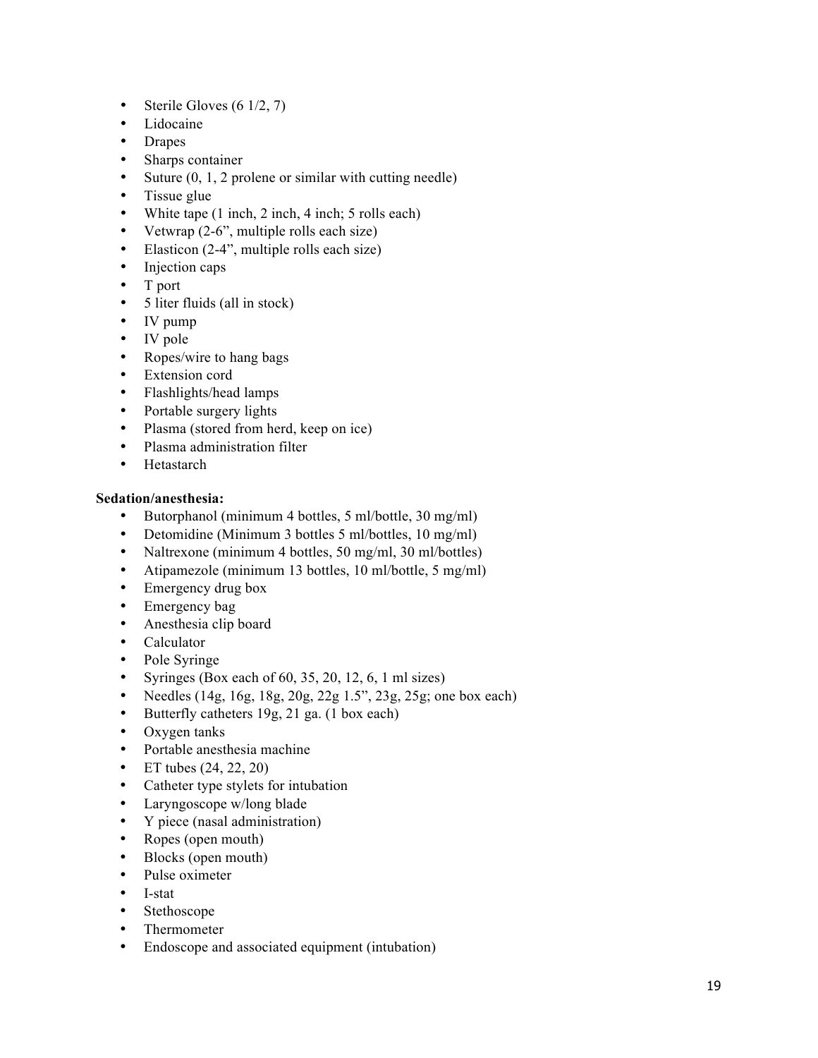- Sterile Gloves (6 1/2, 7)
- Lidocaine
- Drapes
- Sharps container
- Suture (0, 1, 2 prolene or similar with cutting needle)
- Tissue glue
- White tape (1 inch, 2 inch, 4 inch; 5 rolls each)
- Vetwrap (2-6", multiple rolls each size)
- Elasticon (2-4", multiple rolls each size)
- Injection caps
- T port
- 5 liter fluids (all in stock)
- IV pump
- IV pole
- Ropes/wire to hang bags
- Extension cord
- Flashlights/head lamps
- Portable surgery lights
- Plasma (stored from herd, keep on ice)
- Plasma administration filter
- Hetastarch

**Sedation/anesthesia:**

- Butorphanol (minimum 4 bottles, 5 ml/bottle, 30 mg/ml)
- Detomidine (Minimum 3 bottles 5 ml/bottles, 10 mg/ml)
- Naltrexone (minimum 4 bottles, 50 mg/ml, 30 ml/bottles)
- Atipamezole (minimum 13 bottles, 10 ml/bottle, 5 mg/ml)
- Emergency drug box
- Emergency bag
- Anesthesia clip board
- Calculator
- Pole Syringe
- Syringes (Box each of 60, 35, 20, 12, 6, 1 ml sizes)
- Needles (14g, 16g, 18g, 20g, 22g 1.5", 23g, 25g; one box each)
- Butterfly catheters 19g, 21 ga. (1 box each)
- Oxygen tanks
- Portable anesthesia machine
- ET tubes (24, 22, 20)
- Catheter type stylets for intubation
- Laryngoscope w/long blade
- Y piece (nasal administration)
- Ropes (open mouth)
- Blocks (open mouth)
- Pulse oximeter
- I-stat
- Stethoscope
- Thermometer
- Endoscope and associated equipment (intubation)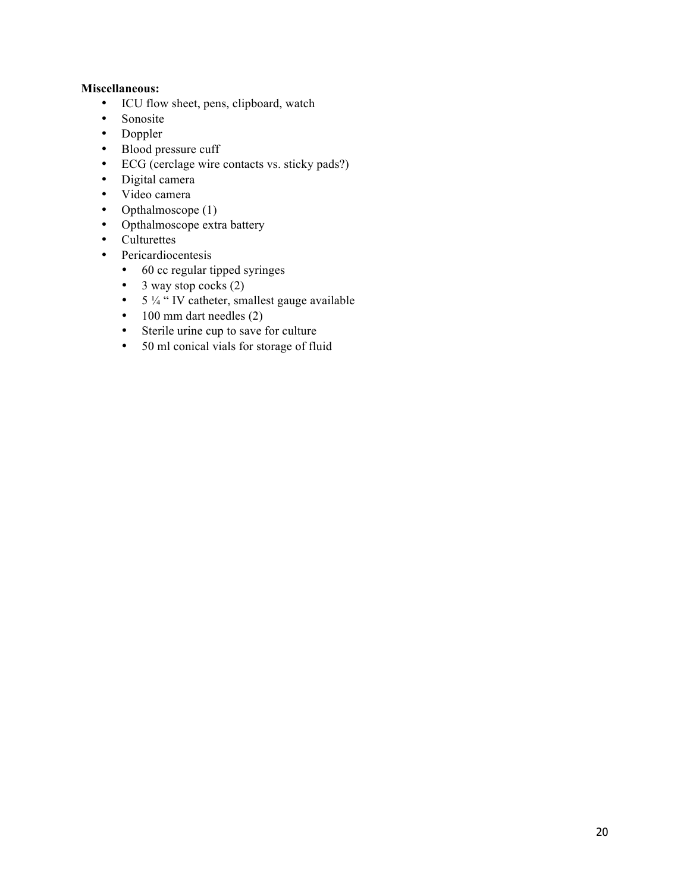**Miscellaneous:**

- ICU flow sheet, pens, clipboard, watch
- Sonosite
- Doppler
- Blood pressure cuff
- ECG (cerclage wire contacts vs. sticky pads?)
- Digital camera
- Video camera
- Opthalmoscope (1)
- Opthalmoscope extra battery
- Culturettes
- Pericardiocentesis
  - 60 cc regular tipped syringes
  - 3 way stop cocks (2)
  - 5 ¼ " IV catheter, smallest gauge available
  - 100 mm dart needles (2)
  - Sterile urine cup to save for culture
  - 50 ml conical vials for storage of fluid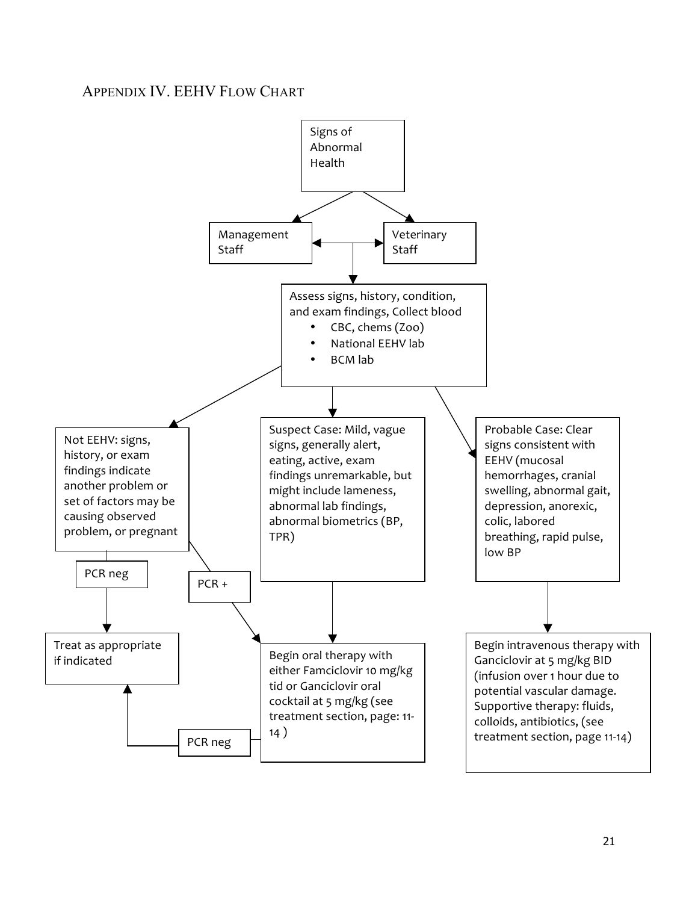# Appendix IV. EEHV Flow Chart

Signs of Abnormal Health

Management Staff

Veterinary Staff

Assess signs, history, condition, and exam findings, Collect blood

- CBC, chems (Zoo)
- National EEHV lab
- BCM lab

Not EEHV: signs, history, or exam findings indicate another problem or set of factors may be causing observed problem, or pregnant

Suspect Case: Mild, vague signs, generally alert, eating, active, exam findings unremarkable, but might include lameness, abnormal lab findings, abnormal biometrics (BP, TPR)

Probable Case: Clear signs consistent with EEHV (mucosal hemorrhages, cranial swelling, abnormal gait, depression, anorexic, colic, labored breathing, rapid pulse, low BP

PCR neg

PCR +

Treat as appropriate if indicated

Begin oral therapy with either Famciclovir 10 mg/kg tid or Ganciclovir oral cocktail at 5 mg/kg (see treatment section, page: 11-14 )

Begin intravenous therapy with Ganciclovir at 5 mg/kg BID (infusion over 1 hour due to potential vascular damage. Supportive therapy: fluids, colloids, antibiotics, (see treatment section, page 11-14)

PCR neg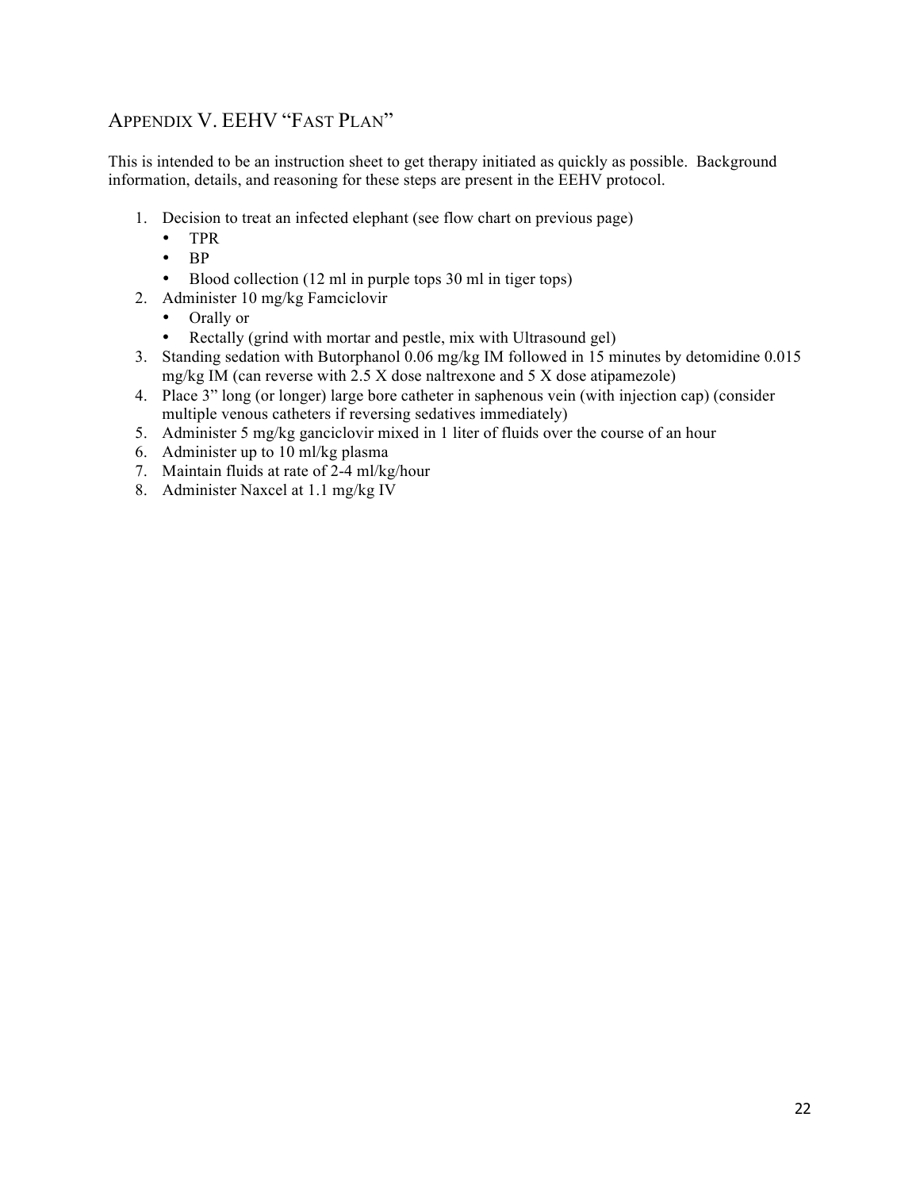## APPENDIX V. EEHV "FAST PLAN"

This is intended to be an instruction sheet to get therapy initiated as quickly as possible. Background information, details, and reasoning for these steps are present in the EEHV protocol.

1. Decision to treat an infected elephant (see flow chart on previous page)
   - TPR
   - BP
   - Blood collection (12 ml in purple tops 30 ml in tiger tops)
2. Administer 10 mg/kg Famciclovir
   - Orally or
   - Rectally (grind with mortar and pestle, mix with Ultrasound gel)
3. Standing sedation with Butorphanol 0.06 mg/kg IM followed in 15 minutes by detomidine 0.015 mg/kg IM (can reverse with 2.5 X dose naltrexone and 5 X dose atipamezole)
4. Place 3" long (or longer) large bore catheter in saphenous vein (with injection cap) (consider multiple venous catheters if reversing sedatives immediately)
5. Administer 5 mg/kg ganciclovir mixed in 1 liter of fluids over the course of an hour
6. Administer up to 10 ml/kg plasma
7. Maintain fluids at rate of 2-4 ml/kg/hour
8. Administer Naxcel at 1.1 mg/kg IV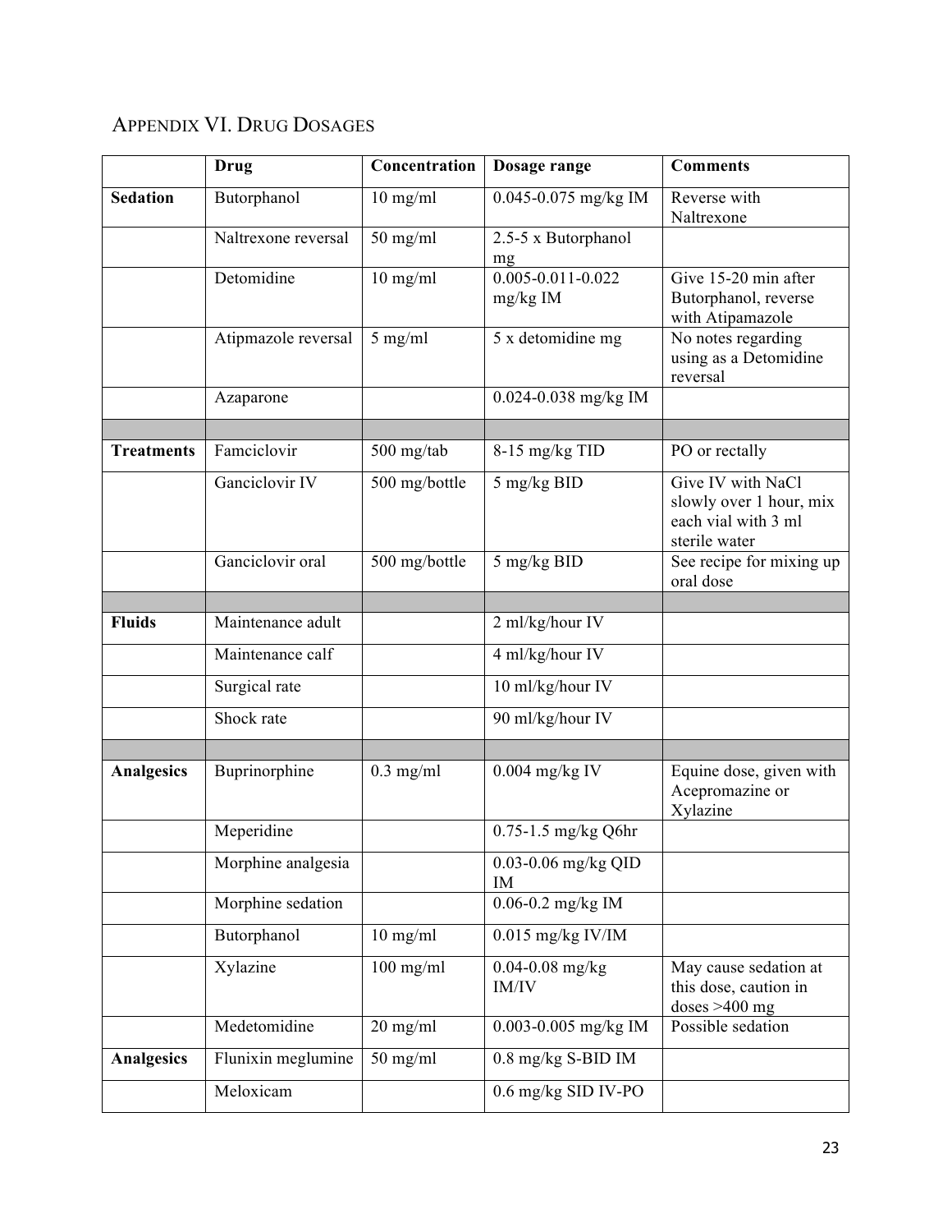## APPENDIX VI. DRUG DOSAGES

| | Drug | Concentration | Dosage range | Comments |
|---|---|---|---|---|
| **Sedation** | Butorphanol | 10 mg/ml | 0.045-0.075 mg/kg IM | Reverse with Naltrexone |
| | Naltrexone reversal | 50 mg/ml | 2.5-5 x Butorphanol mg | |
| | Detomidine | 10 mg/ml | 0.005-0.011-0.022 mg/kg IM | Give 15-20 min after Butorphanol, reverse with Atipamazole |
| | Atipmazole reversal | 5 mg/ml | 5 x detomidine mg | No notes regarding using as a Detomidine reversal |
| | Azaparone | | 0.024-0.038 mg/kg IM | |
| | | | | |
| **Treatments** | Famciclovir | 500 mg/tab | 8-15 mg/kg TID | PO or rectally |
| | Ganciclovir IV | 500 mg/bottle | 5 mg/kg BID | Give IV with NaCl slowly over 1 hour, mix each vial with 3 ml sterile water |
| | Ganciclovir oral | 500 mg/bottle | 5 mg/kg BID | See recipe for mixing up oral dose |
| | | | | |
| **Fluids** | Maintenance adult | | 2 ml/kg/hour IV | |
| | Maintenance calf | | 4 ml/kg/hour IV | |
| | Surgical rate | | 10 ml/kg/hour IV | |
| | Shock rate | | 90 ml/kg/hour IV | |
| | | | | |
| **Analgesics** | Buprinorphine | 0.3 mg/ml | 0.004 mg/kg IV | Equine dose, given with Acepromazine or Xylazine |
| | Meperidine | | 0.75-1.5 mg/kg Q6hr | |
| | Morphine analgesia | | 0.03-0.06 mg/kg QID IM | |
| | Morphine sedation | | 0.06-0.2 mg/kg IM | |
| | Butorphanol | 10 mg/ml | 0.015 mg/kg IV/IM | |
| | Xylazine | 100 mg/ml | 0.04-0.08 mg/kg IM/IV | May cause sedation at this dose, caution in doses >400 mg |
| | Medetomidine | 20 mg/ml | 0.003-0.005 mg/kg IM | Possible sedation |
| **Analgesics** | Flunixin meglumine | 50 mg/ml | 0.8 mg/kg S-BID IM | |
| | Meloxicam | | 0.6 mg/kg SID IV-PO | |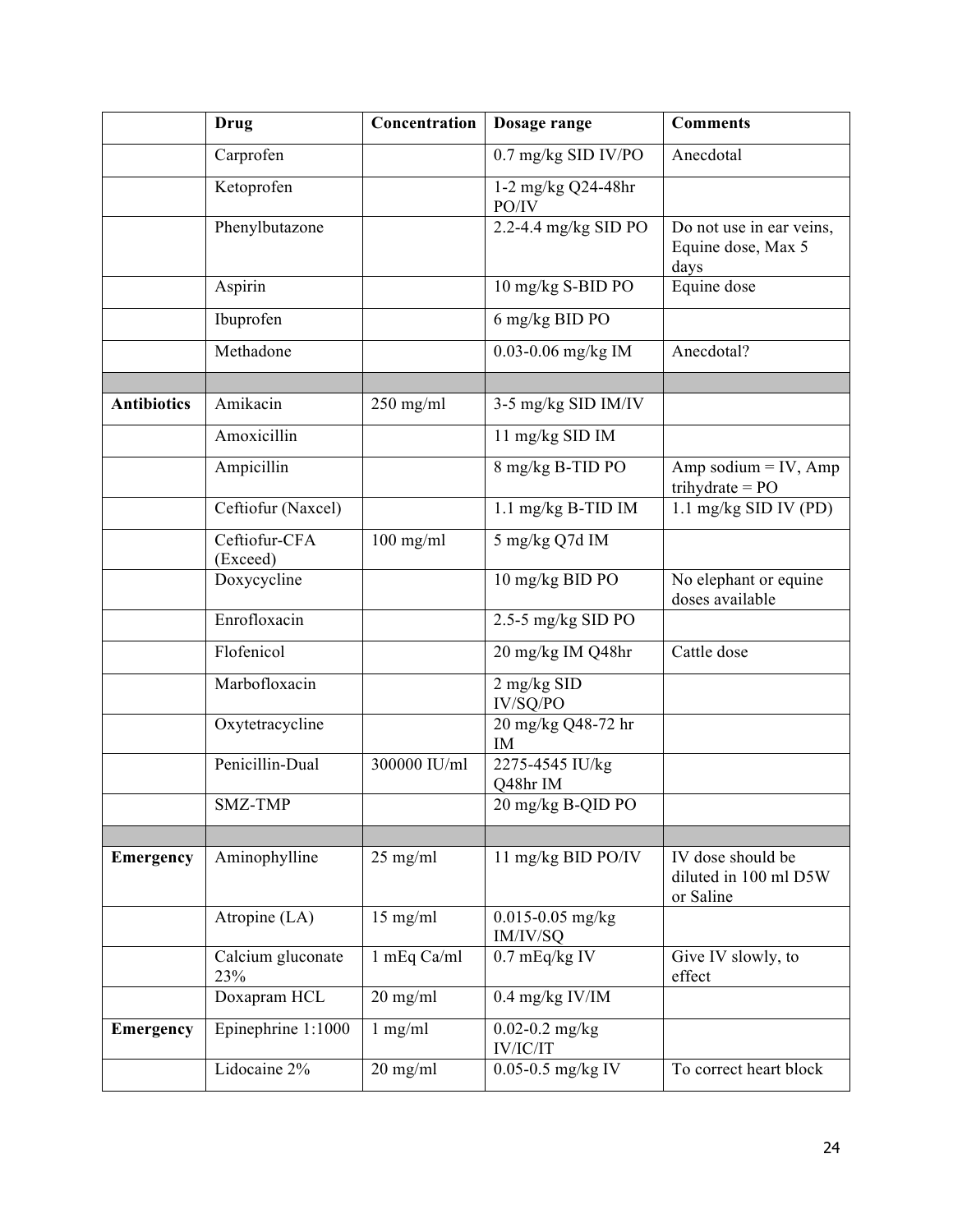| | Drug | Concentration | Dosage range | Comments |
|---|---|---|---|---|
| | Carprofen | | 0.7 mg/kg SID IV/PO | Anecdotal |
| | Ketoprofen | | 1-2 mg/kg Q24-48hr PO/IV | |
| | Phenylbutazone | | 2.2-4.4 mg/kg SID PO | Do not use in ear veins, Equine dose, Max 5 days |
| | Aspirin | | 10 mg/kg S-BID PO | Equine dose |
| | Ibuprofen | | 6 mg/kg BID PO | |
| | Methadone | | 0.03-0.06 mg/kg IM | Anecdotal? |
| | | | | |
| **Antibiotics** | Amikacin | 250 mg/ml | 3-5 mg/kg SID IM/IV | |
| | Amoxicillin | | 11 mg/kg SID IM | |
| | Ampicillin | | 8 mg/kg B-TID PO | Amp sodium = IV, Amp trihydrate = PO |
| | Ceftiofur (Naxcel) | | 1.1 mg/kg B-TID IM | 1.1 mg/kg SID IV (PD) |
| | Ceftiofur-CFA (Exceed) | 100 mg/ml | 5 mg/kg Q7d IM | |
| | Doxycycline | | 10 mg/kg BID PO | No elephant or equine doses available |
| | Enrofloxacin | | 2.5-5 mg/kg SID PO | |
| | Flofenicol | | 20 mg/kg IM Q48hr | Cattle dose |
| | Marbofloxacin | | 2 mg/kg SID IV/SQ/PO | |
| | Oxytetracycline | | 20 mg/kg Q48-72 hr IM | |
| | Penicillin-Dual | 300000 IU/ml | 2275-4545 IU/kg Q48hr IM | |
| | SMZ-TMP | | 20 mg/kg B-QID PO | |
| | | | | |
| **Emergency** | Aminophylline | 25 mg/ml | 11 mg/kg BID PO/IV | IV dose should be diluted in 100 ml D5W or Saline |
| | Atropine (LA) | 15 mg/ml | 0.015-0.05 mg/kg IM/IV/SQ | |
| | Calcium gluconate 23% | 1 mEq Ca/ml | 0.7 mEq/kg IV | Give IV slowly, to effect |
| | Doxapram HCL | 20 mg/ml | 0.4 mg/kg IV/IM | |
| **Emergency** | Epinephrine 1:1000 | 1 mg/ml | 0.02-0.2 mg/kg IV/IC/IT | |
| | Lidocaine 2% | 20 mg/ml | 0.05-0.5 mg/kg IV | To correct heart block |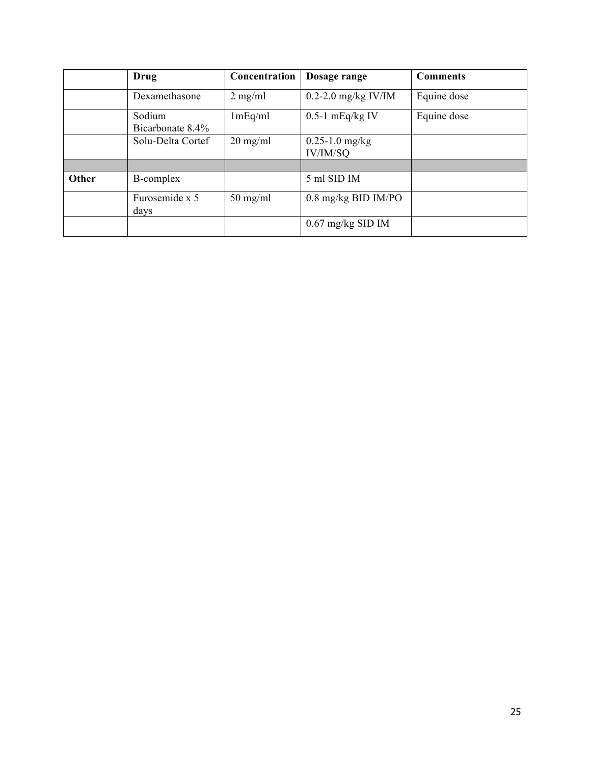| | Drug | Concentration | Dosage range | Comments |
|---|---|---|---|---|
| | Dexamethasone | 2 mg/ml | 0.2-2.0 mg/kg IV/IM | Equine dose |
| | Sodium Bicarbonate 8.4% | 1mEq/ml | 0.5-1 mEq/kg IV | Equine dose |
| | Solu-Delta Cortef | 20 mg/ml | 0.25-1.0 mg/kg IV/IM/SQ | |
| | | | | |
| **Other** | B-complex | | 5 ml SID IM | |
| | Furosemide x 5 days | 50 mg/ml | 0.8 mg/kg BID IM/PO | |
| | | | 0.67 mg/kg SID IM | |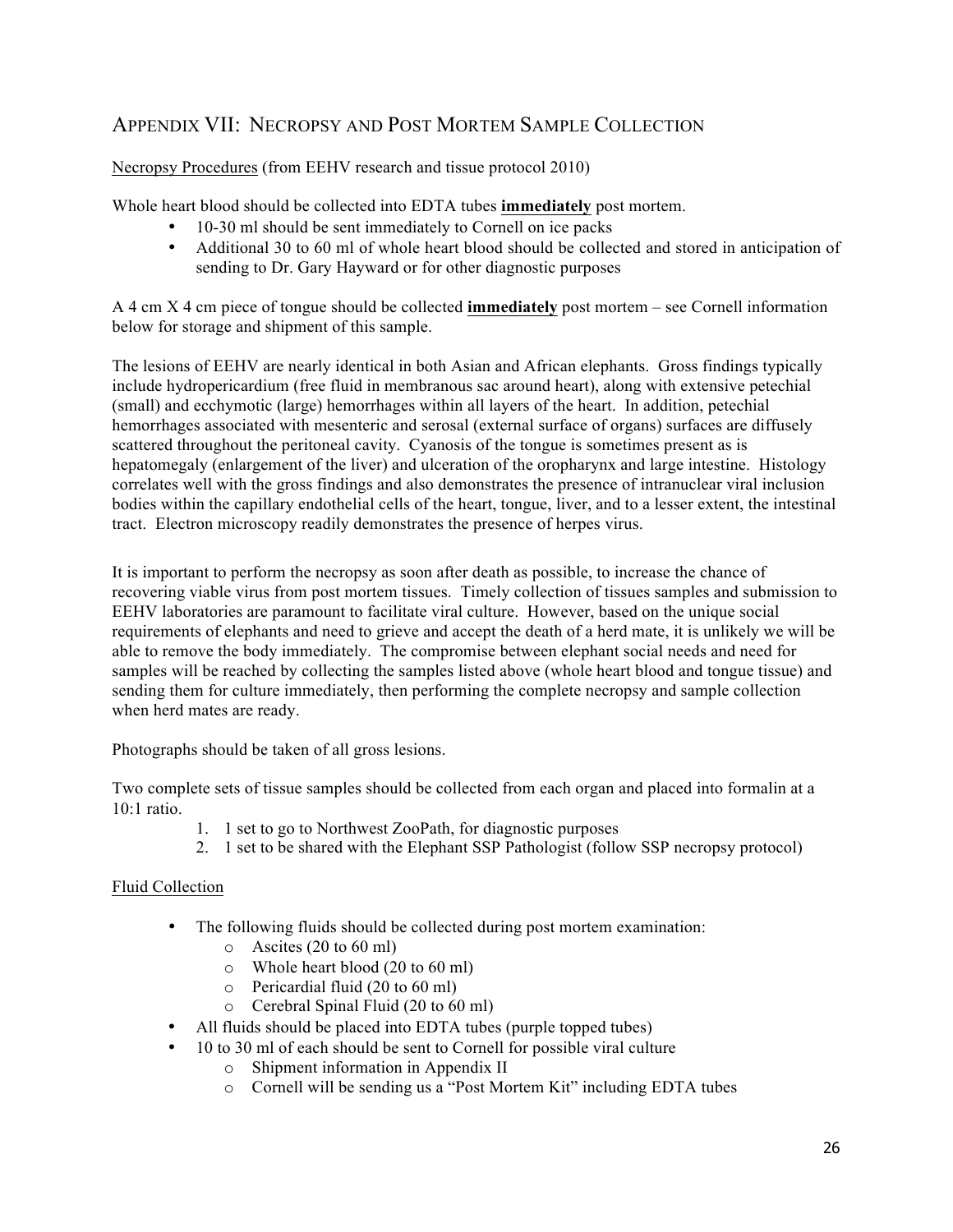## Appendix VII: Necropsy and Post Mortem Sample Collection

Necropsy Procedures (from EEHV research and tissue protocol 2010)

Whole heart blood should be collected into EDTA tubes **immediately** post mortem.

- 10-30 ml should be sent immediately to Cornell on ice packs
- Additional 30 to 60 ml of whole heart blood should be collected and stored in anticipation of sending to Dr. Gary Hayward or for other diagnostic purposes

A 4 cm X 4 cm piece of tongue should be collected **immediately** post mortem – see Cornell information below for storage and shipment of this sample.

The lesions of EEHV are nearly identical in both Asian and African elephants. Gross findings typically include hydropericardium (free fluid in membranous sac around heart), along with extensive petechial (small) and ecchymotic (large) hemorrhages within all layers of the heart. In addition, petechial hemorrhages associated with mesenteric and serosal (external surface of organs) surfaces are diffusely scattered throughout the peritoneal cavity. Cyanosis of the tongue is sometimes present as is hepatomegaly (enlargement of the liver) and ulceration of the oropharynx and large intestine. Histology correlates well with the gross findings and also demonstrates the presence of intranuclear viral inclusion bodies within the capillary endothelial cells of the heart, tongue, liver, and to a lesser extent, the intestinal tract. Electron microscopy readily demonstrates the presence of herpes virus.

It is important to perform the necropsy as soon after death as possible, to increase the chance of recovering viable virus from post mortem tissues. Timely collection of tissues samples and submission to EEHV laboratories are paramount to facilitate viral culture. However, based on the unique social requirements of elephants and need to grieve and accept the death of a herd mate, it is unlikely we will be able to remove the body immediately. The compromise between elephant social needs and need for samples will be reached by collecting the samples listed above (whole heart blood and tongue tissue) and sending them for culture immediately, then performing the complete necropsy and sample collection when herd mates are ready.

Photographs should be taken of all gross lesions.

Two complete sets of tissue samples should be collected from each organ and placed into formalin at a 10:1 ratio.

1. 1 set to go to Northwest ZooPath, for diagnostic purposes
2. 1 set to be shared with the Elephant SSP Pathologist (follow SSP necropsy protocol)

Fluid Collection

- The following fluids should be collected during post mortem examination:
  - Ascites (20 to 60 ml)
  - Whole heart blood (20 to 60 ml)
  - Pericardial fluid (20 to 60 ml)
  - Cerebral Spinal Fluid (20 to 60 ml)
- All fluids should be placed into EDTA tubes (purple topped tubes)
- 10 to 30 ml of each should be sent to Cornell for possible viral culture
  - Shipment information in Appendix II
  - Cornell will be sending us a "Post Mortem Kit" including EDTA tubes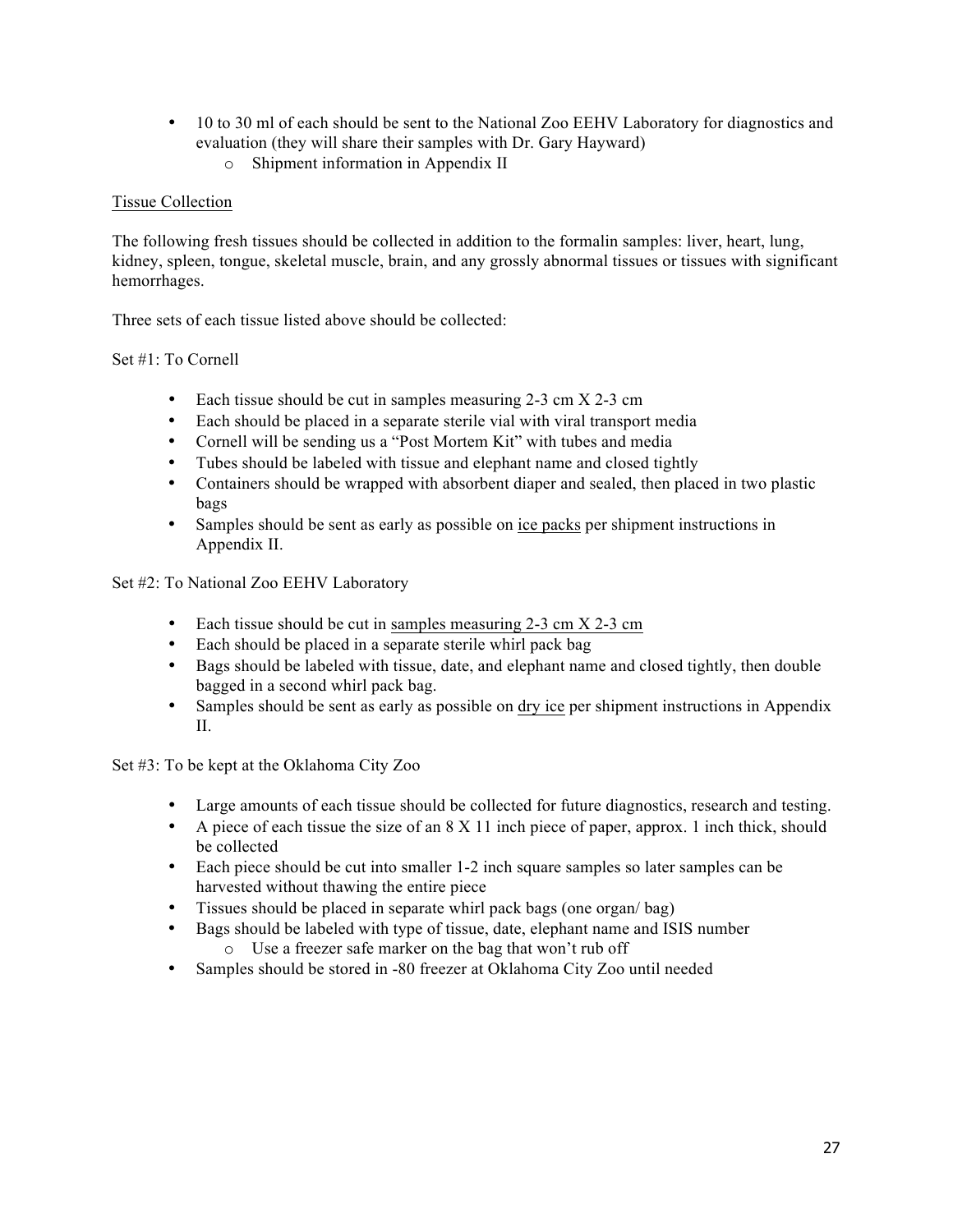- 10 to 30 ml of each should be sent to the National Zoo EEHV Laboratory for diagnostics and evaluation (they will share their samples with Dr. Gary Hayward)
    - Shipment information in Appendix II

<u>Tissue Collection</u>

The following fresh tissues should be collected in addition to the formalin samples: liver, heart, lung, kidney, spleen, tongue, skeletal muscle, brain, and any grossly abnormal tissues or tissues with significant hemorrhages.

Three sets of each tissue listed above should be collected:

Set #1: To Cornell

- Each tissue should be cut in samples measuring 2-3 cm X 2-3 cm
- Each should be placed in a separate sterile vial with viral transport media
- Cornell will be sending us a "Post Mortem Kit" with tubes and media
- Tubes should be labeled with tissue and elephant name and closed tightly
- Containers should be wrapped with absorbent diaper and sealed, then placed in two plastic bags
- Samples should be sent as early as possible on <u>ice packs</u> per shipment instructions in Appendix II.

Set #2: To National Zoo EEHV Laboratory

- Each tissue should be cut in <u>samples measuring 2-3 cm X 2-3 cm</u>
- Each should be placed in a separate sterile whirl pack bag
- Bags should be labeled with tissue, date, and elephant name and closed tightly, then double bagged in a second whirl pack bag.
- Samples should be sent as early as possible on <u>dry ice</u> per shipment instructions in Appendix II.

Set #3: To be kept at the Oklahoma City Zoo

- Large amounts of each tissue should be collected for future diagnostics, research and testing.
- A piece of each tissue the size of an 8 X 11 inch piece of paper, approx. 1 inch thick, should be collected
- Each piece should be cut into smaller 1-2 inch square samples so later samples can be harvested without thawing the entire piece
- Tissues should be placed in separate whirl pack bags (one organ/ bag)
- Bags should be labeled with type of tissue, date, elephant name and ISIS number
    - Use a freezer safe marker on the bag that won't rub off
- Samples should be stored in -80 freezer at Oklahoma City Zoo until needed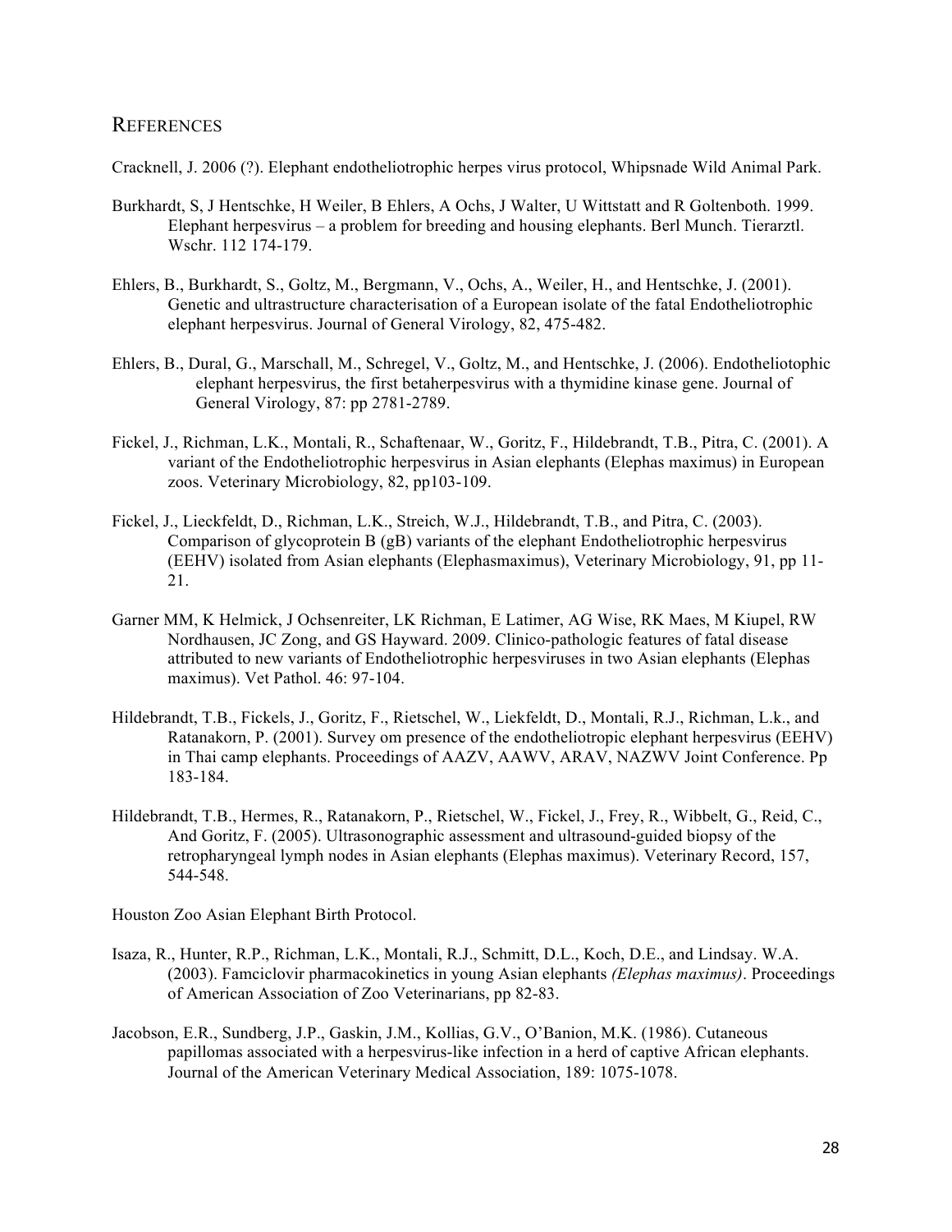## REFERENCES

Cracknell, J. 2006 (?). Elephant endotheliotrophic herpes virus protocol, Whipsnade Wild Animal Park.

Burkhardt, S, J Hentschke, H Weiler, B Ehlers, A Ochs, J Walter, U Wittstatt and R Goltenboth. 1999. Elephant herpesvirus – a problem for breeding and housing elephants. Berl Munch. Tierarztl. Wschr. 112 174-179.

Ehlers, B., Burkhardt, S., Goltz, M., Bergmann, V., Ochs, A., Weiler, H., and Hentschke, J. (2001). Genetic and ultrastructure characterisation of a European isolate of the fatal Endotheliotrophic elephant herpesvirus. Journal of General Virology, 82, 475-482.

Ehlers, B., Dural, G., Marschall, M., Schregel, V., Goltz, M., and Hentschke, J. (2006). Endotheliotophic elephant herpesvirus, the first betaherpesvirus with a thymidine kinase gene. Journal of General Virology, 87: pp 2781-2789.

Fickel, J., Richman, L.K., Montali, R., Schaftenaar, W., Goritz, F., Hildebrandt, T.B., Pitra, C. (2001). A variant of the Endotheliotrophic herpesvirus in Asian elephants (Elephas maximus) in European zoos. Veterinary Microbiology, 82, pp103-109.

Fickel, J., Lieckfeldt, D., Richman, L.K., Streich, W.J., Hildebrandt, T.B., and Pitra, C. (2003). Comparison of glycoprotein B (gB) variants of the elephant Endotheliotrophic herpesvirus (EEHV) isolated from Asian elephants (Elephasmaximus), Veterinary Microbiology, 91, pp 11-21.

Garner MM, K Helmick, J Ochsenreiter, LK Richman, E Latimer, AG Wise, RK Maes, M Kiupel, RW Nordhausen, JC Zong, and GS Hayward. 2009. Clinico-pathologic features of fatal disease attributed to new variants of Endotheliotrophic herpesviruses in two Asian elephants (Elephas maximus). Vet Pathol. 46: 97-104.

Hildebrandt, T.B., Fickels, J., Goritz, F., Rietschel, W., Liekfeldt, D., Montali, R.J., Richman, L.k., and Ratanakorn, P. (2001). Survey om presence of the endotheliotropic elephant herpesvirus (EEHV) in Thai camp elephants. Proceedings of AAZV, AAWV, ARAV, NAZWV Joint Conference. Pp 183-184.

Hildebrandt, T.B., Hermes, R., Ratanakorn, P., Rietschel, W., Fickel, J., Frey, R., Wibbelt, G., Reid, C., And Goritz, F. (2005). Ultrasonographic assessment and ultrasound-guided biopsy of the retropharyngeal lymph nodes in Asian elephants (Elephas maximus). Veterinary Record, 157, 544-548.

Houston Zoo Asian Elephant Birth Protocol.

Isaza, R., Hunter, R.P., Richman, L.K., Montali, R.J., Schmitt, D.L., Koch, D.E., and Lindsay. W.A. (2003). Famciclovir pharmacokinetics in young Asian elephants *(Elephas maximus)*. Proceedings of American Association of Zoo Veterinarians, pp 82-83.

Jacobson, E.R., Sundberg, J.P., Gaskin, J.M., Kollias, G.V., O'Banion, M.K. (1986). Cutaneous papillomas associated with a herpesvirus-like infection in a herd of captive African elephants. Journal of the American Veterinary Medical Association, 189: 1075-1078.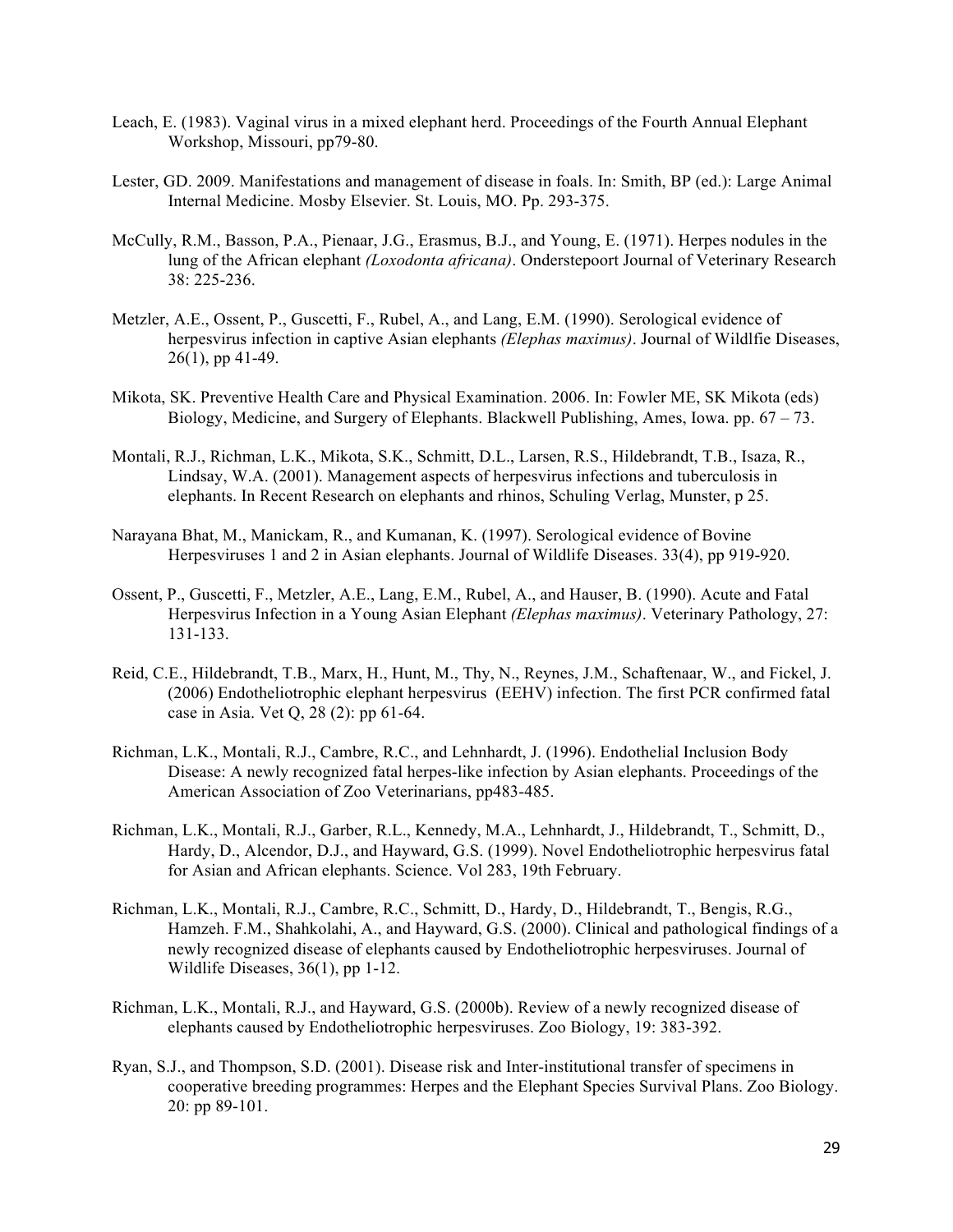Leach, E. (1983). Vaginal virus in a mixed elephant herd. Proceedings of the Fourth Annual Elephant Workshop, Missouri, pp79-80.

Lester, GD. 2009. Manifestations and management of disease in foals. In: Smith, BP (ed.): Large Animal Internal Medicine. Mosby Elsevier. St. Louis, MO. Pp. 293-375.

McCully, R.M., Basson, P.A., Pienaar, J.G., Erasmus, B.J., and Young, E. (1971). Herpes nodules in the lung of the African elephant *(Loxodonta africana)*. Onderstepoort Journal of Veterinary Research 38: 225-236.

Metzler, A.E., Ossent, P., Guscetti, F., Rubel, A., and Lang, E.M. (1990). Serological evidence of herpesvirus infection in captive Asian elephants *(Elephas maximus)*. Journal of Wildlfie Diseases, 26(1), pp 41-49.

Mikota, SK. Preventive Health Care and Physical Examination. 2006. In: Fowler ME, SK Mikota (eds) Biology, Medicine, and Surgery of Elephants. Blackwell Publishing, Ames, Iowa. pp. 67 – 73.

Montali, R.J., Richman, L.K., Mikota, S.K., Schmitt, D.L., Larsen, R.S., Hildebrandt, T.B., Isaza, R., Lindsay, W.A. (2001). Management aspects of herpesvirus infections and tuberculosis in elephants. In Recent Research on elephants and rhinos, Schuling Verlag, Munster, p 25.

Narayana Bhat, M., Manickam, R., and Kumanan, K. (1997). Serological evidence of Bovine Herpesviruses 1 and 2 in Asian elephants. Journal of Wildlife Diseases. 33(4), pp 919-920.

Ossent, P., Guscetti, F., Metzler, A.E., Lang, E.M., Rubel, A., and Hauser, B. (1990). Acute and Fatal Herpesvirus Infection in a Young Asian Elephant *(Elephas maximus)*. Veterinary Pathology, 27: 131-133.

Reid, C.E., Hildebrandt, T.B., Marx, H., Hunt, M., Thy, N., Reynes, J.M., Schaftenaar, W., and Fickel, J. (2006) Endotheliotrophic elephant herpesvirus (EEHV) infection. The first PCR confirmed fatal case in Asia. Vet Q, 28 (2): pp 61-64.

Richman, L.K., Montali, R.J., Cambre, R.C., and Lehnhardt, J. (1996). Endothelial Inclusion Body Disease: A newly recognized fatal herpes-like infection by Asian elephants. Proceedings of the American Association of Zoo Veterinarians, pp483-485.

Richman, L.K., Montali, R.J., Garber, R.L., Kennedy, M.A., Lehnhardt, J., Hildebrandt, T., Schmitt, D., Hardy, D., Alcendor, D.J., and Hayward, G.S. (1999). Novel Endotheliotrophic herpesvirus fatal for Asian and African elephants. Science. Vol 283, 19th February.

Richman, L.K., Montali, R.J., Cambre, R.C., Schmitt, D., Hardy, D., Hildebrandt, T., Bengis, R.G., Hamzeh. F.M., Shahkolahi, A., and Hayward, G.S. (2000). Clinical and pathological findings of a newly recognized disease of elephants caused by Endotheliotrophic herpesviruses. Journal of Wildlife Diseases, 36(1), pp 1-12.

Richman, L.K., Montali, R.J., and Hayward, G.S. (2000b). Review of a newly recognized disease of elephants caused by Endotheliotrophic herpesviruses. Zoo Biology, 19: 383-392.

Ryan, S.J., and Thompson, S.D. (2001). Disease risk and Inter-institutional transfer of specimens in cooperative breeding programmes: Herpes and the Elephant Species Survival Plans. Zoo Biology. 20: pp 89-101.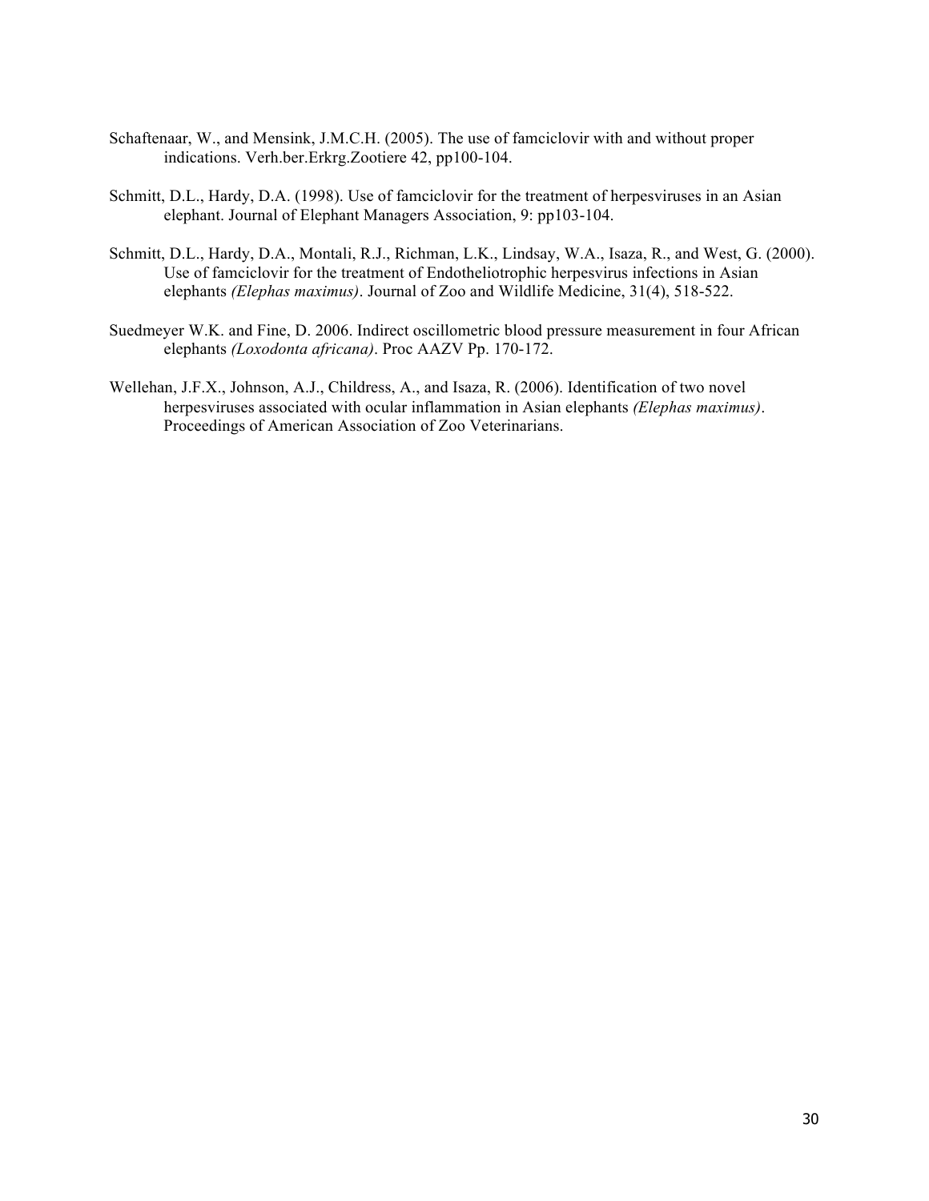Schaftenaar, W., and Mensink, J.M.C.H. (2005). The use of famciclovir with and without proper indications. Verh.ber.Erkrg.Zootiere 42, pp100-104.

Schmitt, D.L., Hardy, D.A. (1998). Use of famciclovir for the treatment of herpesviruses in an Asian elephant. Journal of Elephant Managers Association, 9: pp103-104.

Schmitt, D.L., Hardy, D.A., Montali, R.J., Richman, L.K., Lindsay, W.A., Isaza, R., and West, G. (2000). Use of famciclovir for the treatment of Endotheliotrophic herpesvirus infections in Asian elephants *(Elephas maximus)*. Journal of Zoo and Wildlife Medicine, 31(4), 518-522.

Suedmeyer W.K. and Fine, D. 2006. Indirect oscillometric blood pressure measurement in four African elephants *(Loxodonta africana)*. Proc AAZV Pp. 170-172.

Wellehan, J.F.X., Johnson, A.J., Childress, A., and Isaza, R. (2006). Identification of two novel herpesviruses associated with ocular inflammation in Asian elephants *(Elephas maximus)*. Proceedings of American Association of Zoo Veterinarians.